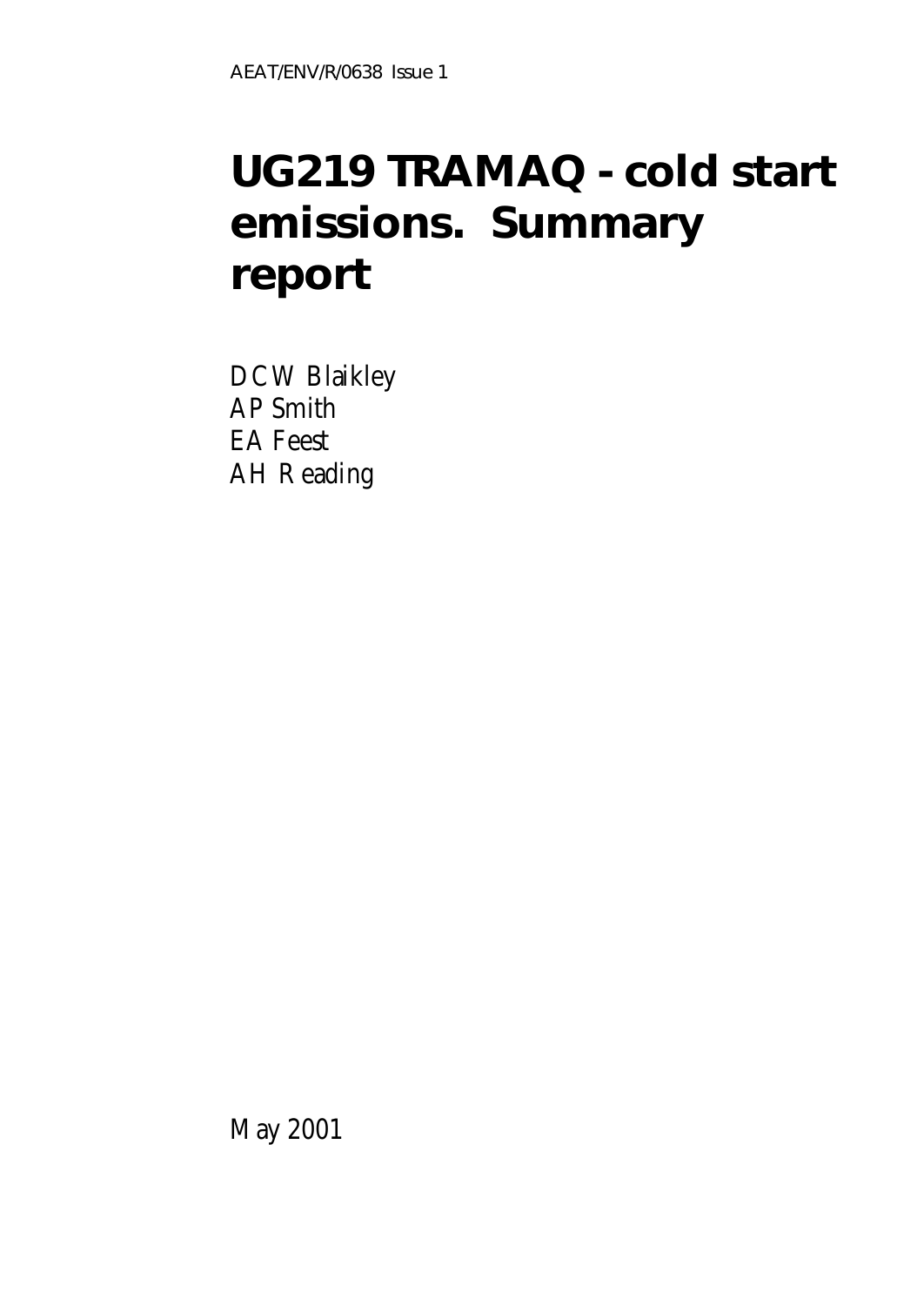AEAT/ENV/R/0638 Issue 1

# UG219 TRAMAQ - cold start emissions. Summary report

DCW Blaikley
AP Smith
EA Feest
AH Reading

May 2001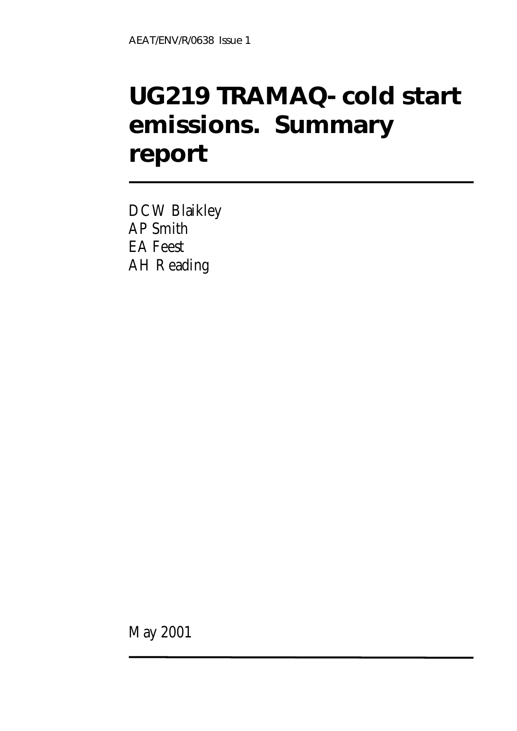AEAT/ENV/R/0638 Issue 1

# UG219 TRAMAQ- cold start emissions. Summary report

DCW Blaikley
AP Smith
EA Feest
AH Reading

May 2001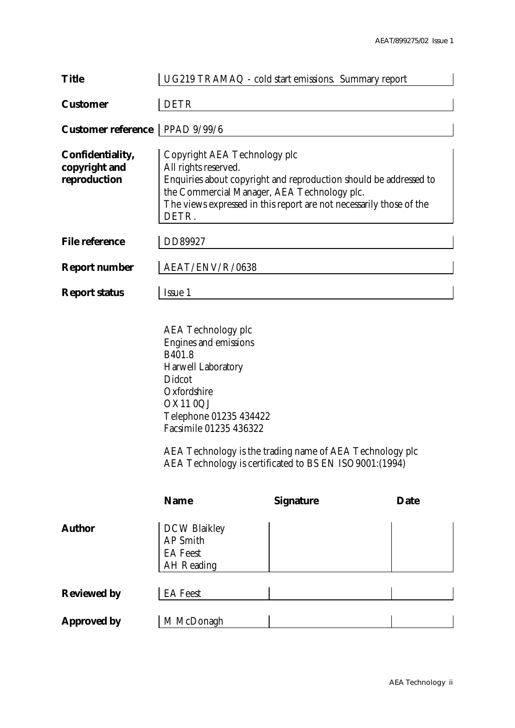| | |
|---|---|
| **Title** | UG219 TRAMAQ - cold start emissions. Summary report |
| **Customer** | DETR |
| **Customer reference** | PPAD 9/99/6 |
| **Confidentiality, copyright and reproduction** | Copyright AEA Technology plc<br>All rights reserved.<br>Enquiries about copyright and reproduction should be addressed to the Commercial Manager, AEA Technology plc.<br>The views expressed in this report are not necessarily those of the DETR. |
| **File reference** | DD89927 |
| **Report number** | AEAT/ENV/R/0638 |
| **Report status** | Issue 1 |

AEA Technology plc
Engines and emissions
B401.8
Harwell Laboratory
Didcot
Oxfordshire
OX11 0QJ
Telephone 01235 434422
Facsimile 01235 436322

AEA Technology is the trading name of AEA Technology plc
AEA Technology is certificated to BS EN ISO9001:(1994)

| | Name | Signature | Date |
|---|---|---|---|
| **Author** | DCW Blaikley<br>AP Smith<br>EA Feest<br>AH Reading | | |
| **Reviewed by** | EA Feest | | |
| **Approved by** | M McDonagh | | |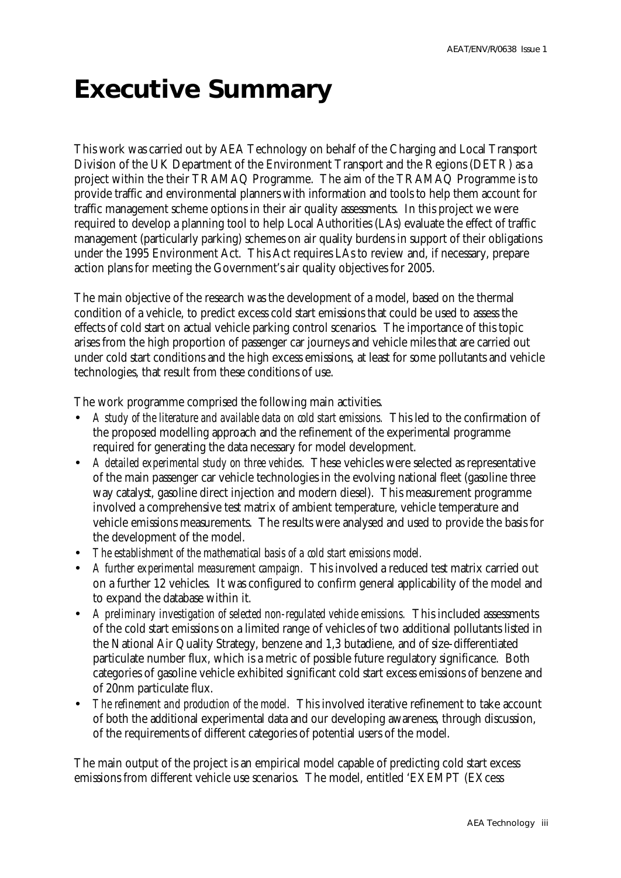# Executive Summary

This work was carried out by AEA Technology on behalf of the Charging and Local Transport Division of the UK Department of the Environment Transport and the Regions (DETR) as a project within the their TRAMAQ Programme. The aim of the TRAMAQ Programme is to provide traffic and environmental planners with information and tools to help them account for traffic management scheme options in their air quality assessments. In this project we were required to develop a planning tool to help Local Authorities (LAs) evaluate the effect of traffic management (particularly parking) schemes on air quality burdens in support of their obligations under the 1995 Environment Act. This Act requires LAs to review and, if necessary, prepare action plans for meeting the Government's air quality objectives for 2005.

The main objective of the research was the development of a model, based on the thermal condition of a vehicle, to predict excess cold start emissions that could be used to assess the effects of cold start on actual vehicle parking control scenarios. The importance of this topic arises from the high proportion of passenger car journeys and vehicle miles that are carried out under cold start conditions and the high excess emissions, at least for some pollutants and vehicle technologies, that result from these conditions of use.

The work programme comprised the following main activities.

- *A study of the literature and available data on cold start emissions.* This led to the confirmation of the proposed modelling approach and the refinement of the experimental programme required for generating the data necessary for model development.
- *A detailed experimental study on three vehicles.* These vehicles were selected as representative of the main passenger car vehicle technologies in the evolving national fleet (gasoline three way catalyst, gasoline direct injection and modern diesel). This measurement programme involved a comprehensive test matrix of ambient temperature, vehicle temperature and vehicle emissions measurements. The results were analysed and used to provide the basis for the development of the model.
- *The establishment of the mathematical basis of a cold start emissions model.*
- *A further experimental measurement campaign.* This involved a reduced test matrix carried out on a further 12 vehicles. It was configured to confirm general applicability of the model and to expand the database within it.
- *A preliminary investigation of selected non-regulated vehicle emissions.* This included assessments of the cold start emissions on a limited range of vehicles of two additional pollutants listed in the National Air Quality Strategy, benzene and 1,3 butadiene, and of size-differentiated particulate number flux, which is a metric of possible future regulatory significance. Both categories of gasoline vehicle exhibited significant cold start excess emissions of benzene and of 20nm particulate flux.
- *The refinement and production of the model.* This involved iterative refinement to take account of both the additional experimental data and our developing awareness, through discussion, of the requirements of different categories of potential users of the model.

The main output of the project is an empirical model capable of predicting cold start excess emissions from different vehicle use scenarios. The model, entitled 'EXEMPT (EXcess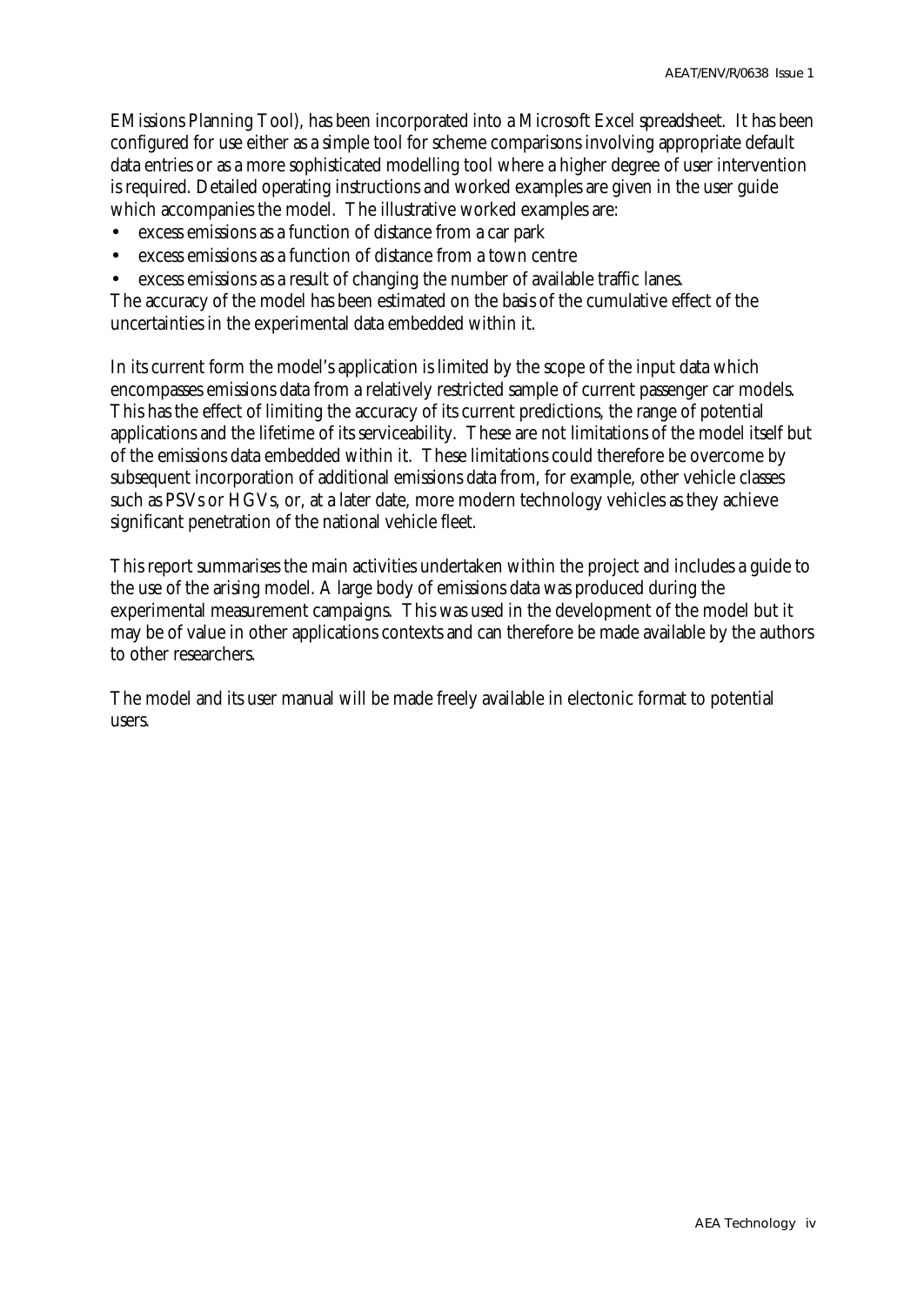EMissions Planning Tool), has been incorporated into a Microsoft Excel spreadsheet. It has been configured for use either as a simple tool for scheme comparisons involving appropriate default data entries or as a more sophisticated modelling tool where a higher degree of user intervention is required. Detailed operating instructions and worked examples are given in the user guide which accompanies the model. The illustrative worked examples are:

- excess emissions as a function of distance from a car park
- excess emissions as a function of distance from a town centre
- excess emissions as a result of changing the number of available traffic lanes.

The accuracy of the model has been estimated on the basis of the cumulative effect of the uncertainties in the experimental data embedded within it.

In its current form the model's application is limited by the scope of the input data which encompasses emissions data from a relatively restricted sample of current passenger car models. This has the effect of limiting the accuracy of its current predictions, the range of potential applications and the lifetime of its serviceability. These are not limitations of the model itself but of the emissions data embedded within it. These limitations could therefore be overcome by subsequent incorporation of additional emissions data from, for example, other vehicle classes such as PSVs or HGVs, or, at a later date, more modern technology vehicles as they achieve significant penetration of the national vehicle fleet.

This report summarises the main activities undertaken within the project and includes a guide to the use of the arising model. A large body of emissions data was produced during the experimental measurement campaigns. This was used in the development of the model but it may be of value in other applications contexts and can therefore be made available by the authors to other researchers.

The model and its user manual will be made freely available in electonic format to potential users.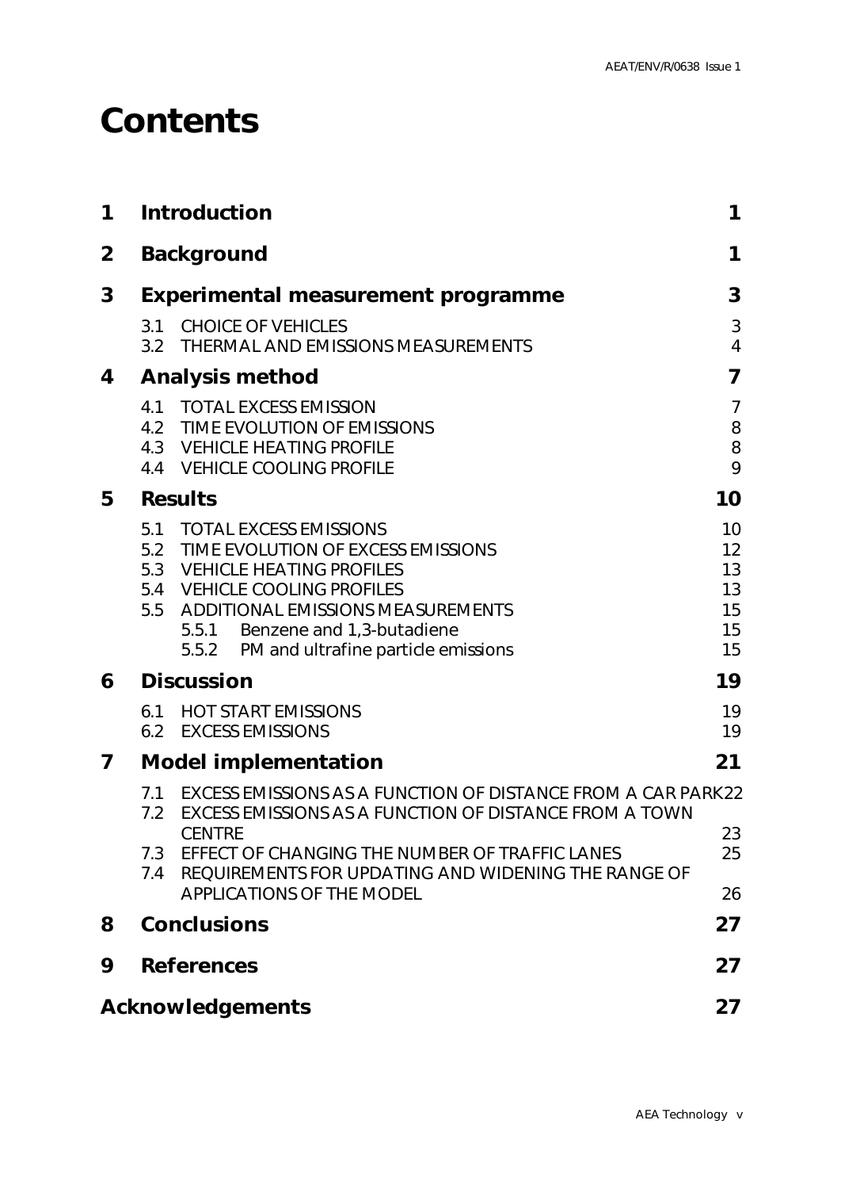# Contents

| | | |
|---|---|---|
| **1** | **Introduction** | **1** |
| **2** | **Background** | **1** |
| **3** | **Experimental measurement programme** | **3** |
| | 3.1 CHOICE OF VEHICLES | 3 |
| | 3.2 THERMAL AND EMISSIONS MEASUREMENTS | 4 |
| **4** | **Analysis method** | **7** |
| | 4.1 TOTAL EXCESS EMISSION | 7 |
| | 4.2 TIME EVOLUTION OF EMISSIONS | 8 |
| | 4.3 VEHICLE HEATING PROFILE | 8 |
| | 4.4 VEHICLE COOLING PROFILE | 9 |
| **5** | **Results** | **10** |
| | 5.1 TOTAL EXCESS EMISSIONS | 10 |
| | 5.2 TIME EVOLUTION OF EXCESS EMISSIONS | 12 |
| | 5.3 VEHICLE HEATING PROFILES | 13 |
| | 5.4 VEHICLE COOLING PROFILES | 13 |
| | 5.5 ADDITIONAL EMISSIONS MEASUREMENTS | 15 |
| | 5.5.1 Benzene and 1,3-butadiene | 15 |
| | 5.5.2 PM and ultrafine particle emissions | 15 |
| **6** | **Discussion** | **19** |
| | 6.1 HOT START EMISSIONS | 19 |
| | 6.2 EXCESS EMISSIONS | 19 |
| **7** | **Model implementation** | **21** |
| | 7.1 EXCESS EMISSIONS AS A FUNCTION OF DISTANCE FROM A CAR PARK | 22 |
| | 7.2 EXCESS EMISSIONS AS A FUNCTION OF DISTANCE FROM A TOWN CENTRE | 23 |
| | 7.3 EFFECT OF CHANGING THE NUMBER OF TRAFFIC LANES | 25 |
| | 7.4 REQUIREMENTS FOR UPDATING AND WIDENING THE RANGE OF APPLICATIONS OF THE MODEL | 26 |
| **8** | **Conclusions** | **27** |
| **9** | **References** | **27** |
| | **Acknowledgements** | **27** |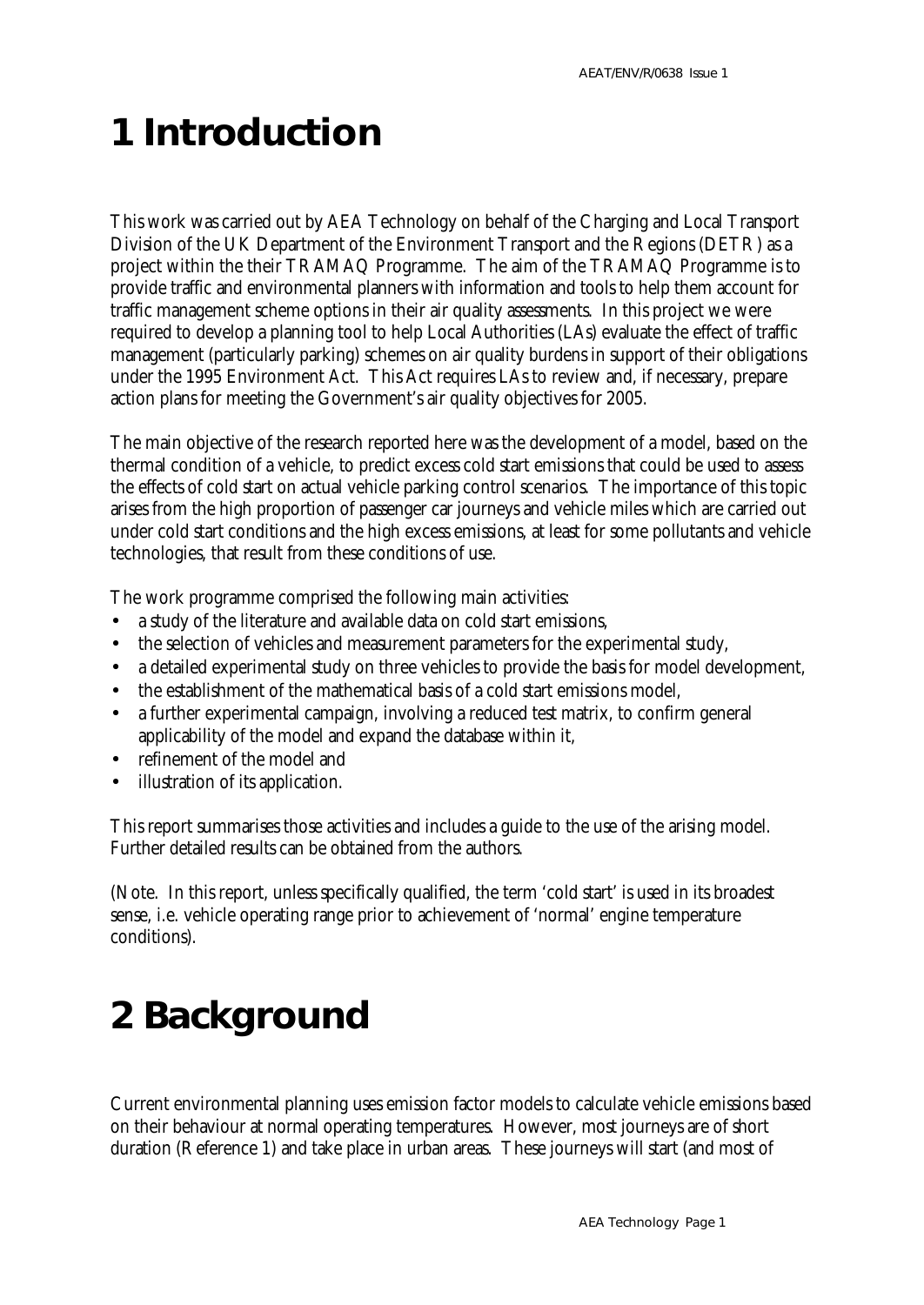# 1 Introduction

This work was carried out by AEA Technology on behalf of the Charging and Local Transport Division of the UK Department of the Environment Transport and the Regions (DETR) as a project within the their TRAMAQ Programme. The aim of the TRAMAQ Programme is to provide traffic and environmental planners with information and tools to help them account for traffic management scheme options in their air quality assessments. In this project we were required to develop a planning tool to help Local Authorities (LAs) evaluate the effect of traffic management (particularly parking) schemes on air quality burdens in support of their obligations under the 1995 Environment Act. This Act requires LAs to review and, if necessary, prepare action plans for meeting the Government's air quality objectives for 2005.

The main objective of the research reported here was the development of a model, based on the thermal condition of a vehicle, to predict excess cold start emissions that could be used to assess the effects of cold start on actual vehicle parking control scenarios. The importance of this topic arises from the high proportion of passenger car journeys and vehicle miles which are carried out under cold start conditions and the high excess emissions, at least for some pollutants and vehicle technologies, that result from these conditions of use.

The work programme comprised the following main activities:

- a study of the literature and available data on cold start emissions,
- the selection of vehicles and measurement parameters for the experimental study,
- a detailed experimental study on three vehicles to provide the basis for model development,
- the establishment of the mathematical basis of a cold start emissions model,
- a further experimental campaign, involving a reduced test matrix, to confirm general applicability of the model and expand the database within it,
- refinement of the model and
- illustration of its application.

This report summarises those activities and includes a guide to the use of the arising model. Further detailed results can be obtained from the authors.

(Note. In this report, unless specifically qualified, the term 'cold start' is used in its broadest sense, i.e. vehicle operating range prior to achievement of 'normal' engine temperature conditions).

# 2 Background

Current environmental planning uses emission factor models to calculate vehicle emissions based on their behaviour at normal operating temperatures. However, most journeys are of short duration (Reference 1) and take place in urban areas. These journeys will start (and most of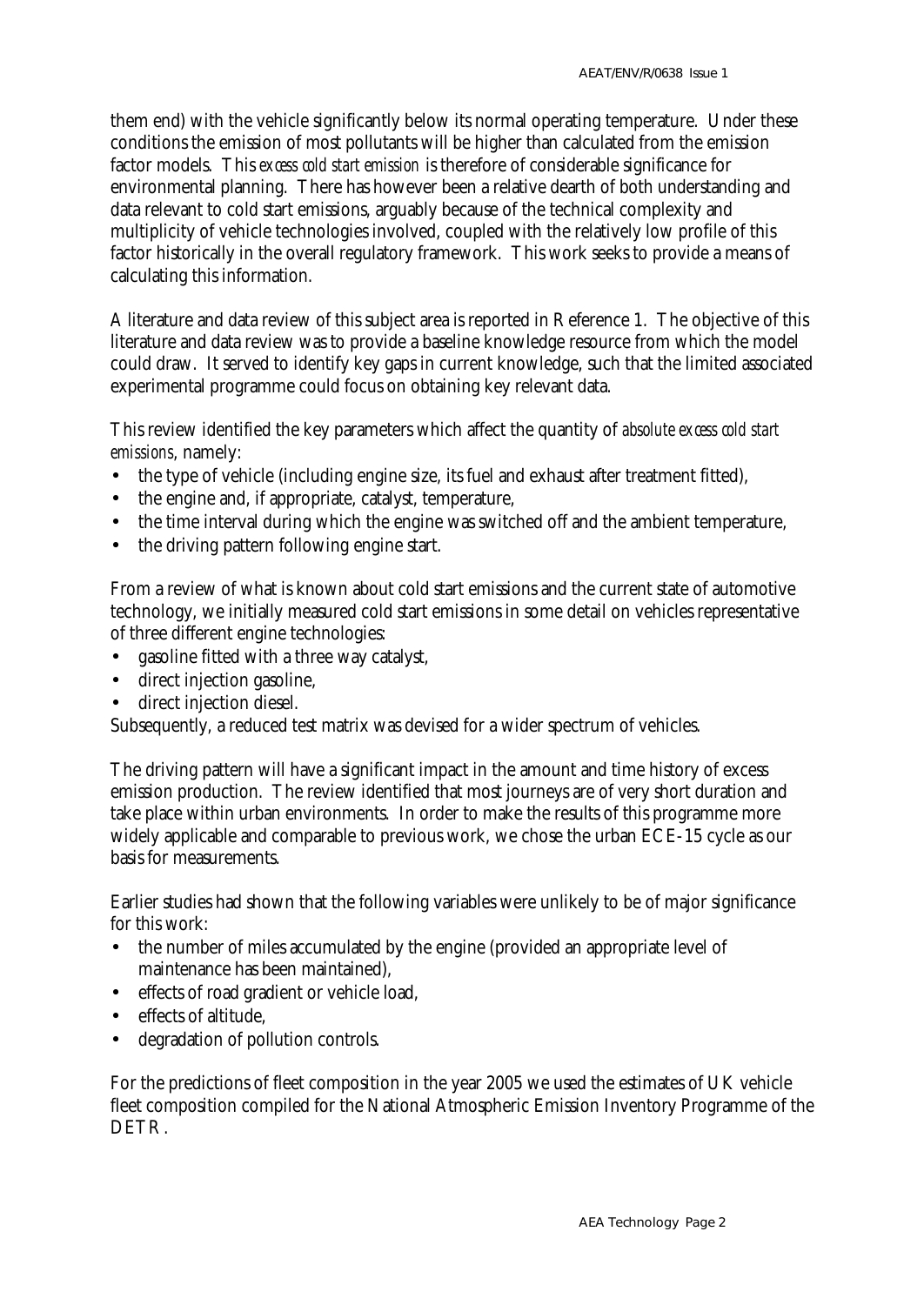them end) with the vehicle significantly below its normal operating temperature. Under these conditions the emission of most pollutants will be higher than calculated from the emission factor models. This *excess cold start emission* is therefore of considerable significance for environmental planning. There has however been a relative dearth of both understanding and data relevant to cold start emissions, arguably because of the technical complexity and multiplicity of vehicle technologies involved, coupled with the relatively low profile of this factor historically in the overall regulatory framework. This work seeks to provide a means of calculating this information.

A literature and data review of this subject area is reported in Reference 1. The objective of this literature and data review was to provide a baseline knowledge resource from which the model could draw. It served to identify key gaps in current knowledge, such that the limited associated experimental programme could focus on obtaining key relevant data.

This review identified the key parameters which affect the quantity of *absolute excess cold start emissions*, namely:

- the type of vehicle (including engine size, its fuel and exhaust after treatment fitted),
- the engine and, if appropriate, catalyst, temperature,
- the time interval during which the engine was switched off and the ambient temperature,
- the driving pattern following engine start.

From a review of what is known about cold start emissions and the current state of automotive technology, we initially measured cold start emissions in some detail on vehicles representative of three different engine technologies:

- gasoline fitted with a three way catalyst,
- direct injection gasoline,
- direct injection diesel.

Subsequently, a reduced test matrix was devised for a wider spectrum of vehicles.

The driving pattern will have a significant impact in the amount and time history of excess emission production. The review identified that most journeys are of very short duration and take place within urban environments. In order to make the results of this programme more widely applicable and comparable to previous work, we chose the urban ECE-15 cycle as our basis for measurements.

Earlier studies had shown that the following variables were unlikely to be of major significance for this work:

- the number of miles accumulated by the engine (provided an appropriate level of maintenance has been maintained),
- effects of road gradient or vehicle load,
- effects of altitude,
- degradation of pollution controls.

For the predictions of fleet composition in the year 2005 we used the estimates of UK vehicle fleet composition compiled for the National Atmospheric Emission Inventory Programme of the DETR.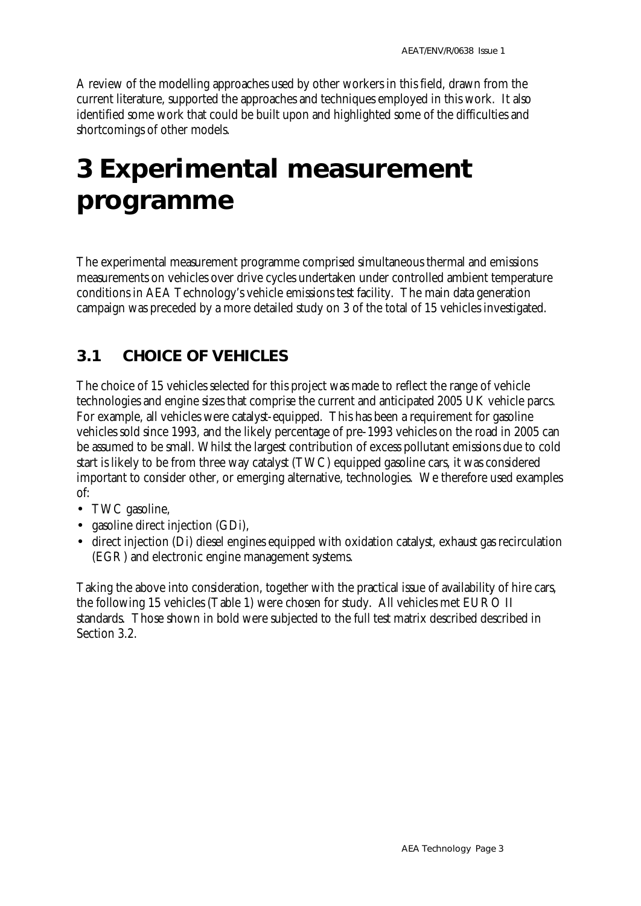A review of the modelling approaches used by other workers in this field, drawn from the current literature, supported the approaches and techniques employed in this work. It also identified some work that could be built upon and highlighted some of the difficulties and shortcomings of other models.

# 3 Experimental measurement programme

The experimental measurement programme comprised simultaneous thermal and emissions measurements on vehicles over drive cycles undertaken under controlled ambient temperature conditions in AEA Technology's vehicle emissions test facility. The main data generation campaign was preceded by a more detailed study on 3 of the total of 15 vehicles investigated.

## 3.1 CHOICE OF VEHICLES

The choice of 15 vehicles selected for this project was made to reflect the range of vehicle technologies and engine sizes that comprise the current and anticipated 2005 UK vehicle parcs. For example, all vehicles were catalyst-equipped. This has been a requirement for gasoline vehicles sold since 1993, and the likely percentage of pre-1993 vehicles on the road in 2005 can be assumed to be small. Whilst the largest contribution of excess pollutant emissions due to cold start is likely to be from three way catalyst (TWC) equipped gasoline cars, it was considered important to consider other, or emerging alternative, technologies. We therefore used examples of:

- TWC gasoline,
- gasoline direct injection (GDi),
- direct injection (Di) diesel engines equipped with oxidation catalyst, exhaust gas recirculation (EGR) and electronic engine management systems.

Taking the above into consideration, together with the practical issue of availability of hire cars, the following 15 vehicles (Table 1) were chosen for study. All vehicles met EURO II standards. Those shown in bold were subjected to the full test matrix described described in Section 3.2.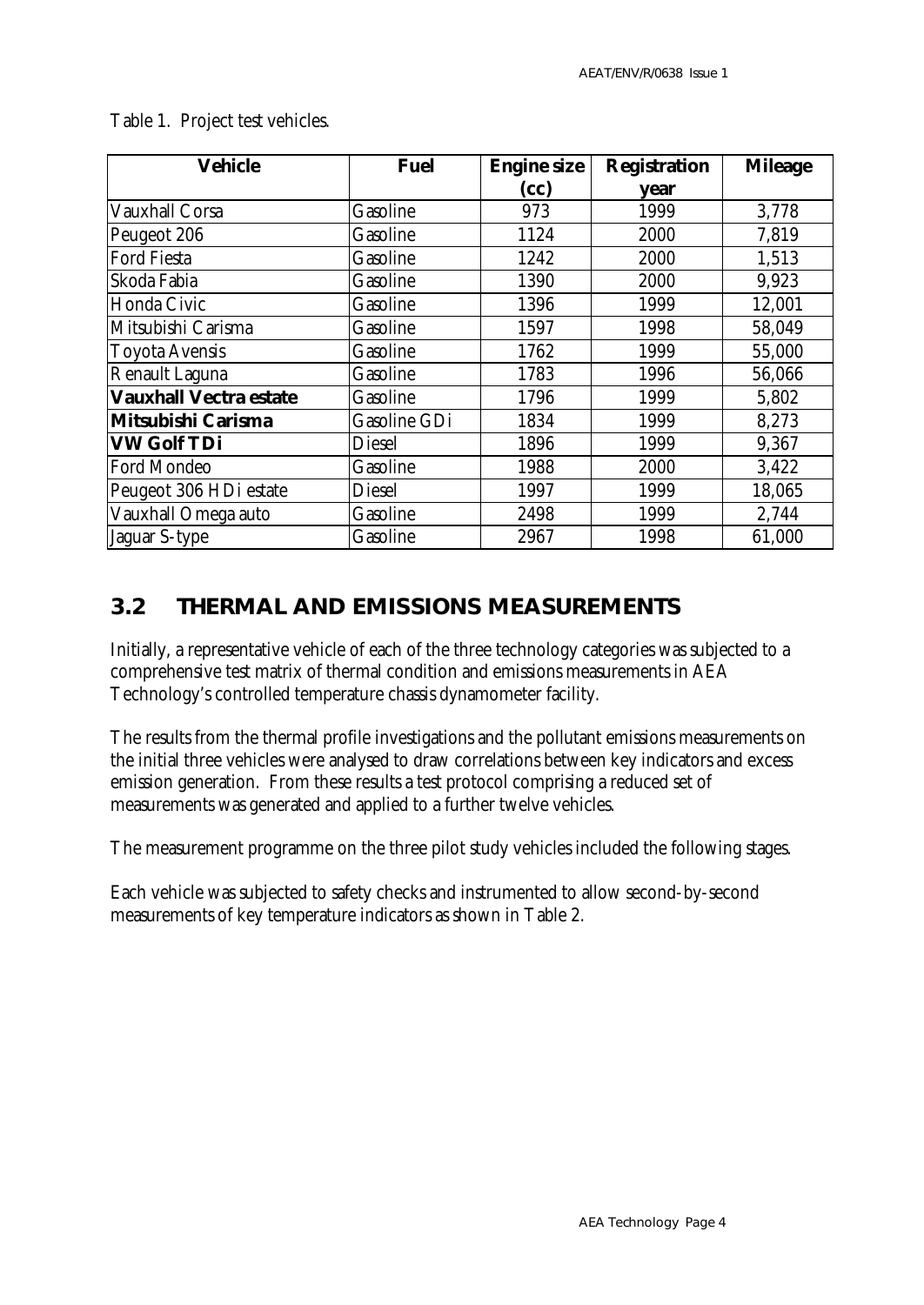Table 1. Project test vehicles.

| Vehicle | Fuel | Engine size (cc) | Registration year | Mileage |
|---|---|---|---|---|
| Vauxhall Corsa | Gasoline | 973 | 1999 | 3,778 |
| Peugeot 206 | Gasoline | 1124 | 2000 | 7,819 |
| Ford Fiesta | Gasoline | 1242 | 2000 | 1,513 |
| Skoda Fabia | Gasoline | 1390 | 2000 | 9,923 |
| Honda Civic | Gasoline | 1396 | 1999 | 12,001 |
| Mitsubishi Carisma | Gasoline | 1597 | 1998 | 58,049 |
| Toyota Avensis | Gasoline | 1762 | 1999 | 55,000 |
| Renault Laguna | Gasoline | 1783 | 1996 | 56,066 |
| **Vauxhall Vectra estate** | Gasoline | 1796 | 1999 | 5,802 |
| **Mitsubishi Carisma** | Gasoline GDi | 1834 | 1999 | 8,273 |
| **VW Golf TDi** | Diesel | 1896 | 1999 | 9,367 |
| Ford Mondeo | Gasoline | 1988 | 2000 | 3,422 |
| Peugeot 306 HDi estate | Diesel | 1997 | 1999 | 18,065 |
| Vauxhall Omega auto | Gasoline | 2498 | 1999 | 2,744 |
| Jaguar S-type | Gasoline | 2967 | 1998 | 61,000 |

## 3.2 THERMAL AND EMISSIONS MEASUREMENTS

Initially, a representative vehicle of each of the three technology categories was subjected to a comprehensive test matrix of thermal condition and emissions measurements in AEA Technology's controlled temperature chassis dynamometer facility.

The results from the thermal profile investigations and the pollutant emissions measurements on the initial three vehicles were analysed to draw correlations between key indicators and excess emission generation. From these results a test protocol comprising a reduced set of measurements was generated and applied to a further twelve vehicles.

The measurement programme on the three pilot study vehicles included the following stages.

Each vehicle was subjected to safety checks and instrumented to allow second-by-second measurements of key temperature indicators as shown in Table 2.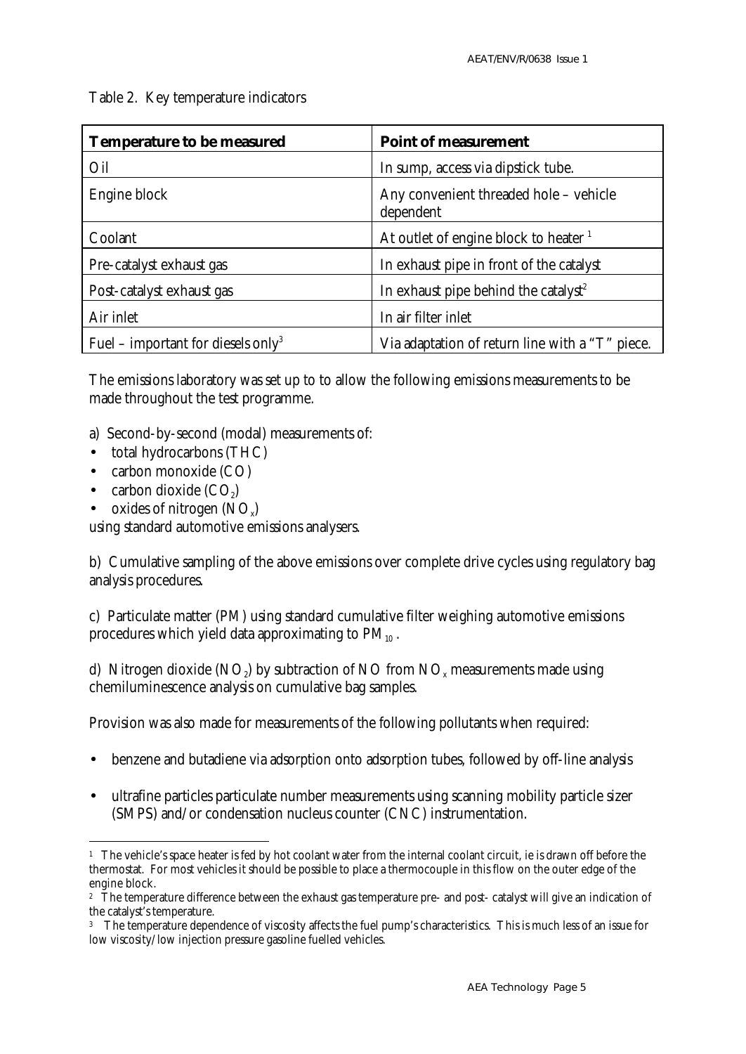Table 2. Key temperature indicators

| Temperature to be measured | Point of measurement |
|---|---|
| Oil | In sump, access via dipstick tube. |
| Engine block | Any convenient threaded hole – vehicle dependent |
| Coolant | At outlet of engine block to heater [1] |
| Pre-catalyst exhaust gas | In exhaust pipe in front of the catalyst |
| Post-catalyst exhaust gas | In exhaust pipe behind the catalyst[2] |
| Air inlet | In air filter inlet |
| Fuel – important for diesels only[3] | Via adaptation of return line with a "T" piece. |

The emissions laboratory was set up to to allow the following emissions measurements to be made throughout the test programme.

a) Second-by-second (modal) measurements of:

- total hydrocarbons (THC)
- carbon monoxide (CO)
- carbon dioxide ($CO_2$)
- oxides of nitrogen ($NO_x$)

using standard automotive emissions analysers.

b) Cumulative sampling of the above emissions over complete drive cycles using regulatory bag analysis procedures.

c) Particulate matter (PM) using standard cumulative filter weighing automotive emissions procedures which yield data approximating to $PM_{10}$.

d) Nitrogen dioxide ($NO_2$) by subtraction of NO from $NO_x$ measurements made using chemiluminescence analysis on cumulative bag samples.

Provision was also made for measurements of the following pollutants when required:

- benzene and butadiene via adsorption onto adsorption tubes, followed by off-line analysis
- ultrafine particles particulate number measurements using scanning mobility particle sizer (SMPS) and/or condensation nucleus counter (CNC) instrumentation.

---

[1] The vehicle's space heater is fed by hot coolant water from the internal coolant circuit, ie is drawn off before the thermostat. For most vehicles it should be possible to place a thermocouple in this flow on the outer edge of the engine block.

[2] The temperature difference between the exhaust gas temperature pre- and post- catalyst will give an indication of the catalyst's temperature.

[3] The temperature dependence of viscosity affects the fuel pump's characteristics. This is much less of an issue for low viscosity/low injection pressure gasoline fuelled vehicles.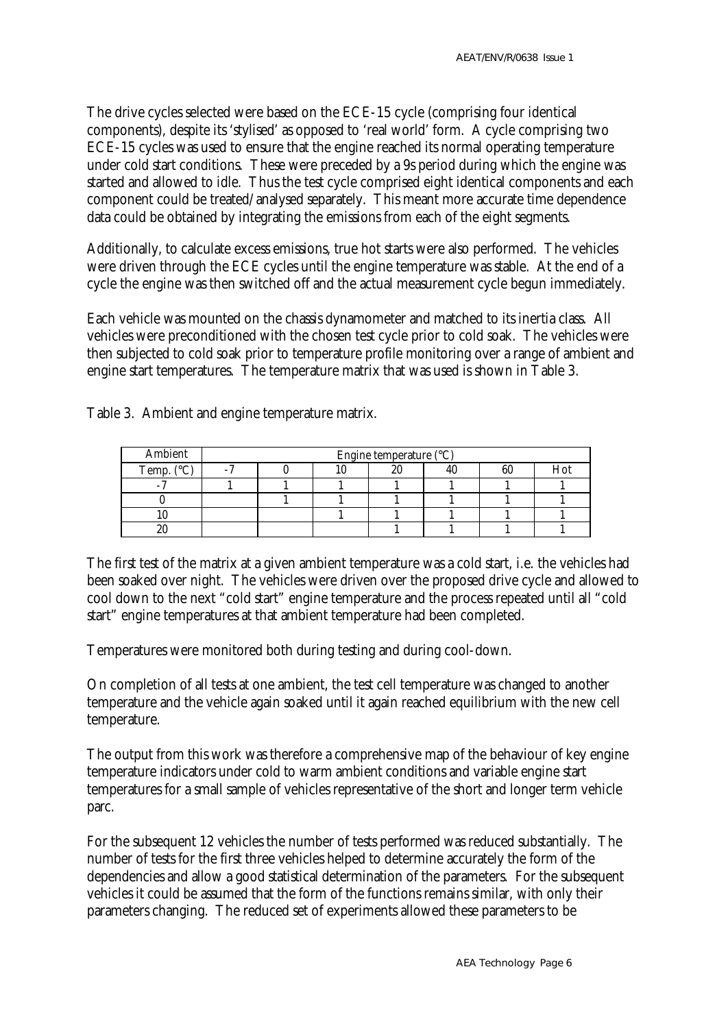The drive cycles selected were based on the ECE-15 cycle (comprising four identical components), despite its 'stylised' as opposed to 'real world' form. A cycle comprising two ECE-15 cycles was used to ensure that the engine reached its normal operating temperature under cold start conditions. These were preceded by a 9s period during which the engine was started and allowed to idle. Thus the test cycle comprised eight identical components and each component could be treated/analysed separately. This meant more accurate time dependence data could be obtained by integrating the emissions from each of the eight segments.

Additionally, to calculate excess emissions, true hot starts were also performed. The vehicles were driven through the ECE cycles until the engine temperature was stable. At the end of a cycle the engine was then switched off and the actual measurement cycle begun immediately.

Each vehicle was mounted on the chassis dynamometer and matched to its inertia class. All vehicles were preconditioned with the chosen test cycle prior to cold soak. The vehicles were then subjected to cold soak prior to temperature profile monitoring over a range of ambient and engine start temperatures. The temperature matrix that was used is shown in Table 3.

Table 3. Ambient and engine temperature matrix.

| Ambient | Engine temperature (°C) | | | | | | |
|---|---|---|---|---|---|---|---|
| Temp. (°C) | -7 | 0 | 10 | 20 | 40 | 60 | Hot |
| -7 | 1 | 1 | 1 | 1 | 1 | 1 | 1 |
| 0 | | 1 | 1 | 1 | 1 | 1 | 1 |
| 10 | | | 1 | 1 | 1 | 1 | 1 |
| 20 | | | | 1 | 1 | 1 | 1 |

The first test of the matrix at a given ambient temperature was a cold start, i.e. the vehicles had been soaked over night. The vehicles were driven over the proposed drive cycle and allowed to cool down to the next "cold start" engine temperature and the process repeated until all "cold start" engine temperatures at that ambient temperature had been completed.

Temperatures were monitored both during testing and during cool-down.

On completion of all tests at one ambient, the test cell temperature was changed to another temperature and the vehicle again soaked until it again reached equilibrium with the new cell temperature.

The output from this work was therefore a comprehensive map of the behaviour of key engine temperature indicators under cold to warm ambient conditions and variable engine start temperatures for a small sample of vehicles representative of the short and longer term vehicle parc.

For the subsequent 12 vehicles the number of tests performed was reduced substantially. The number of tests for the first three vehicles helped to determine accurately the form of the dependencies and allow a good statistical determination of the parameters. For the subsequent vehicles it could be assumed that the form of the functions remains similar, with only their parameters changing. The reduced set of experiments allowed these parameters to be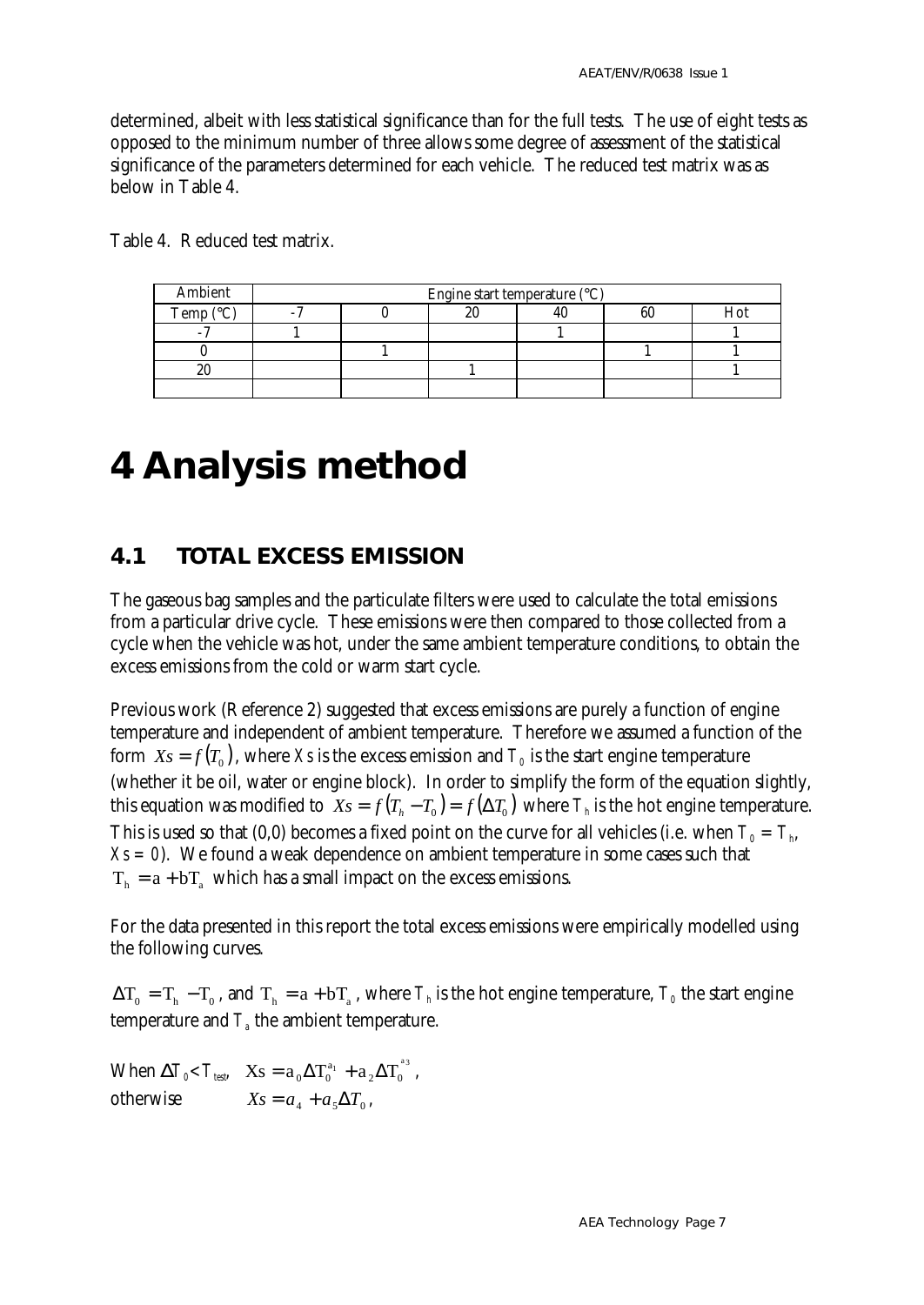determined, albeit with less statistical significance than for the full tests. The use of eight tests as opposed to the minimum number of three allows some degree of assessment of the statistical significance of the parameters determined for each vehicle. The reduced test matrix was as below in Table 4.

Table 4. Reduced test matrix.

| Ambient | Engine start temperature (°C) | | | | | |
|---|---|---|---|---|---|---|
| Temp (°C) | -7 | 0 | 20 | 40 | 60 | Hot |
| -7 | 1 | | | 1 | | 1 |
| 0 | | 1 | | | 1 | 1 |
| 20 | | | 1 | | | 1 |
| | | | | | | |

# 4 Analysis method

## 4.1 TOTAL EXCESS EMISSION

The gaseous bag samples and the particulate filters were used to calculate the total emissions from a particular drive cycle. These emissions were then compared to those collected from a cycle when the vehicle was hot, under the same ambient temperature conditions, to obtain the excess emissions from the cold or warm start cycle.

Previous work (Reference 2) suggested that excess emissions are purely a function of engine temperature and independent of ambient temperature. Therefore we assumed a function of the form $Xs = f(T_0)$, where $Xs$ is the excess emission and $T_0$ is the start engine temperature (whether it be oil, water or engine block). In order to simplify the form of the equation slightly, this equation was modified to $Xs = f(T_h - T_0) = f(\Delta T_0)$ where $T_h$ is the hot engine temperature. This is used so that (0,0) becomes a fixed point on the curve for all vehicles (i.e. when $T_0 = T_h$, $Xs = 0$). We found a weak dependence on ambient temperature in some cases such that $T_h = a + bT_a$ which has a small impact on the excess emissions.

For the data presented in this report the total excess emissions were empirically modelled using the following curves.

$\Delta T_0 = T_h - T_0$, and $T_h = a + bT_a$, where $T_h$ is the hot engine temperature, $T_0$ the start engine temperature and $T_a$ the ambient temperature.

When $\Delta T_0 < T_{test}$, $Xs = a_0 \Delta T_0^{a_1} + a_2 \Delta T_0^{a_3}$,

otherwise $Xs = a_4 + a_5 \Delta T_0$,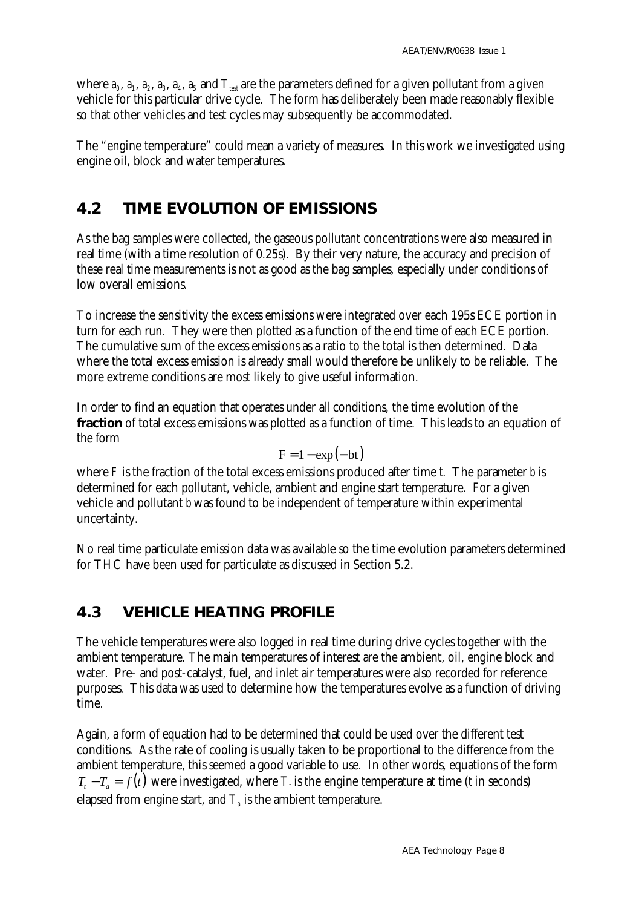where $a_0$, $a_1$, $a_2$, $a_3$, $a_4$, $a_5$ and $T_{test}$ are the parameters defined for a given pollutant from a given vehicle for this particular drive cycle. The form has deliberately been made reasonably flexible so that other vehicles and test cycles may subsequently be accommodated.

The "engine temperature" could mean a variety of measures. In this work we investigated using engine oil, block and water temperatures.

## 4.2 TIME EVOLUTION OF EMISSIONS

As the bag samples were collected, the gaseous pollutant concentrations were also measured in real time (with a time resolution of 0.25s). By their very nature, the accuracy and precision of these real time measurements is not as good as the bag samples, especially under conditions of low overall emissions.

To increase the sensitivity the excess emissions were integrated over each 195s ECE portion in turn for each run. They were then plotted as a function of the end time of each ECE portion. The cumulative sum of the excess emissions as a ratio to the total is then determined. Data where the total excess emission is already small would therefore be unlikely to be reliable. The more extreme conditions are most likely to give useful information.

In order to find an equation that operates under all conditions, the time evolution of the **fraction** of total excess emissions was plotted as a function of time. This leads to an equation of the form

$$F = 1 - \exp(-bt)$$

where $F$ is the fraction of the total excess emissions produced after time $t$. The parameter $b$ is determined for each pollutant, vehicle, ambient and engine start temperature. For a given vehicle and pollutant $b$ was found to be independent of temperature within experimental uncertainty.

No real time particulate emission data was available so the time evolution parameters determined for THC have been used for particulate as discussed in Section 5.2.

## 4.3 VEHICLE HEATING PROFILE

The vehicle temperatures were also logged in real time during drive cycles together with the ambient temperature. The main temperatures of interest are the ambient, oil, engine block and water. Pre- and post-catalyst, fuel, and inlet air temperatures were also recorded for reference purposes. This data was used to determine how the temperatures evolve as a function of driving time.

Again, a form of equation had to be determined that could be used over the different test conditions. As the rate of cooling is usually taken to be proportional to the difference from the ambient temperature, this seemed a good variable to use. In other words, equations of the form $T_t - T_a = f(t)$ were investigated, where $T_t$ is the engine temperature at time ($t$ in seconds) elapsed from engine start, and $T_a$ is the ambient temperature.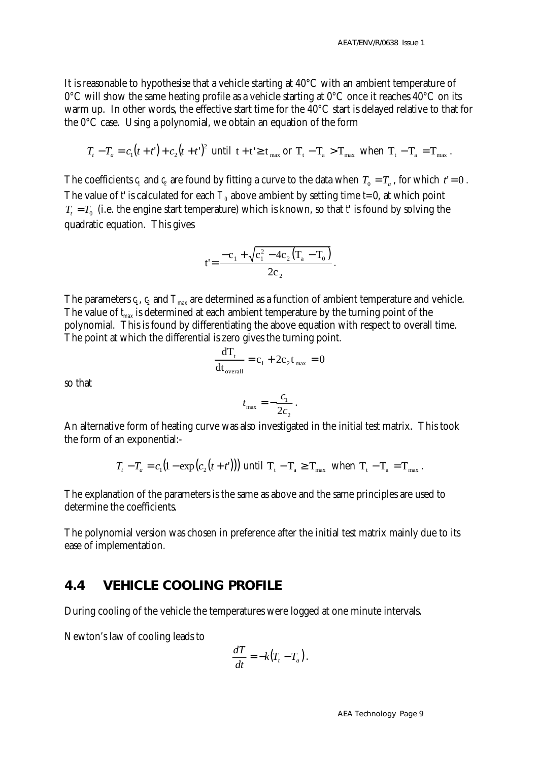It is reasonable to hypothesise that a vehicle starting at 40°C with an ambient temperature of 0°C will show the same heating profile as a vehicle starting at 0°C once it reaches 40°C on its warm up. In other words, the effective start time for the 40°C start is delayed relative to that for the 0°C case. Using a polynomial, we obtain an equation of the form

$$T_t - T_a = c_1(t + t') + c_2(t + t')^2 \text{ until } t + t' \geq t_{max} \text{ or } T_t - T_a > T_{max} \text{ when } T_t - T_a = T_{max}.$$

The coefficients $c_1$ and $c_2$ are found by fitting a curve to the data when $T_0 = T_a$, for which $t' = 0$. The value of $t'$ is calculated for each $T_0$ above ambient by setting time $t$=0, at which point $T_t = T_0$ (i.e. the engine start temperature) which is known, so that $t'$ is found by solving the quadratic equation. This gives

$$t' = \frac{-c_1 + \sqrt{c_1^2 - 4c_2(T_a - T_0)}}{2c_2}.$$

The parameters $c_1$, $c_2$ and $T_{max}$ are determined as a function of ambient temperature and vehicle. The value of $t_{max}$ is determined at each ambient temperature by the turning point of the polynomial. This is found by differentiating the above equation with respect to overall time. The point at which the differential is zero gives the turning point.

$$\frac{dT_t}{dt_{overall}} = c_1 + 2c_2 t_{max} = 0$$

so that

$$t_{max} = -\frac{c_1}{2c_2}.$$

An alternative form of heating curve was also investigated in the initial test matrix. This took the form of an exponential:-

$$T_t - T_a = c_1(1 - \exp(c_2(t + t'))) \text{ until } T_t - T_a \geq T_{max} \text{ when } T_t - T_a = T_{max}.$$

The explanation of the parameters is the same as above and the same principles are used to determine the coefficients.

The polynomial version was chosen in preference after the initial test matrix mainly due to its ease of implementation.

## 4.4 VEHICLE COOLING PROFILE

During cooling of the vehicle the temperatures were logged at one minute intervals.

Newton's law of cooling leads to

$$\frac{dT}{dt} = -k(T_t - T_a).$$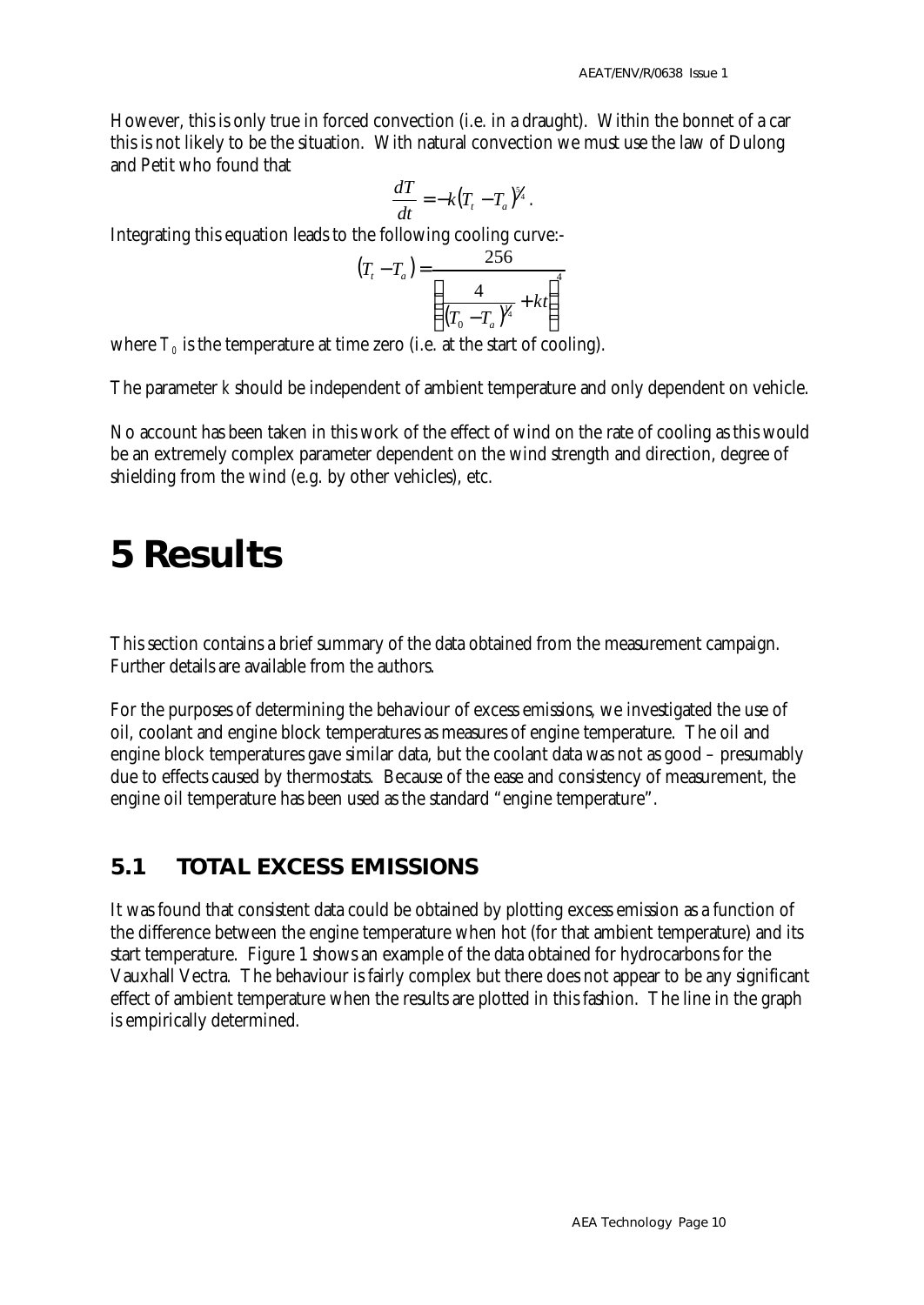However, this is only true in forced convection (i.e. in a draught). Within the bonnet of a car this is not likely to be the situation. With natural convection we must use the law of Dulong and Petit who found that

$$\frac{dT}{dt} = -k\left(T_t - T_a\right)^{5/4}.$$

Integrating this equation leads to the following cooling curve:-

$$\left(T_t - T_a\right) = \frac{256}{\left(\frac{4}{\left(T_0 - T_a\right)^{1/4}} + kt\right)^4}$$

where $T_0$ is the temperature at time zero (i.e. at the start of cooling).

The parameter *k* should be independent of ambient temperature and only dependent on vehicle.

No account has been taken in this work of the effect of wind on the rate of cooling as this would be an extremely complex parameter dependent on the wind strength and direction, degree of shielding from the wind (e.g. by other vehicles), etc.

# 5 Results

This section contains a brief summary of the data obtained from the measurement campaign. Further details are available from the authors.

For the purposes of determining the behaviour of excess emissions, we investigated the use of oil, coolant and engine block temperatures as measures of engine temperature. The oil and engine block temperatures gave similar data, but the coolant data was not as good – presumably due to effects caused by thermostats. Because of the ease and consistency of measurement, the engine oil temperature has been used as the standard "engine temperature".

## 5.1 TOTAL EXCESS EMISSIONS

It was found that consistent data could be obtained by plotting excess emission as a function of the difference between the engine temperature when hot (for that ambient temperature) and its start temperature. Figure 1 shows an example of the data obtained for hydrocarbons for the Vauxhall Vectra. The behaviour is fairly complex but there does not appear to be any significant effect of ambient temperature when the results are plotted in this fashion. The line in the graph is empirically determined.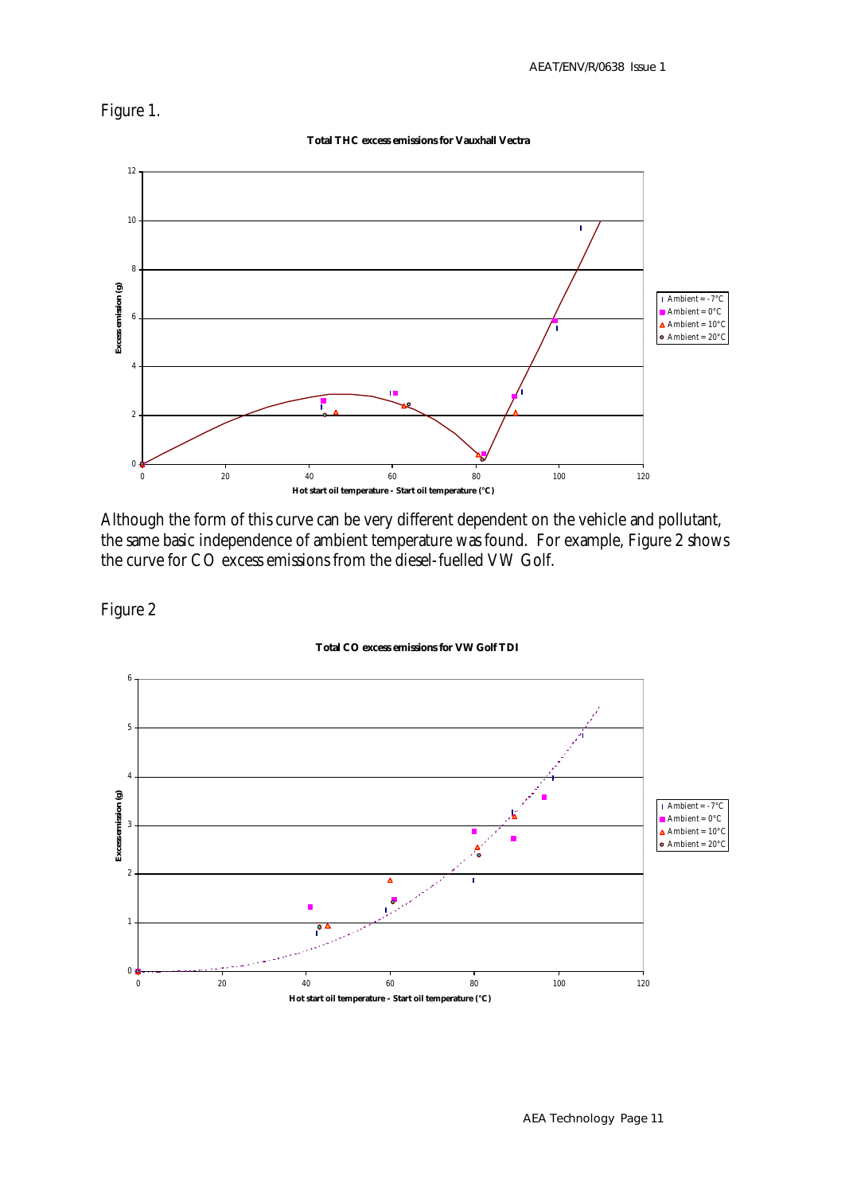Figure 1.

Total THC excess emissions for Vauxhall Vectra

Although the form of this curve can be very different dependent on the vehicle and pollutant, the same basic independence of ambient temperature was found. For example, Figure 2 shows the curve for CO excess emissions from the diesel-fuelled VW Golf.

Figure 2

Total CO excess emissions for VW Golf TDI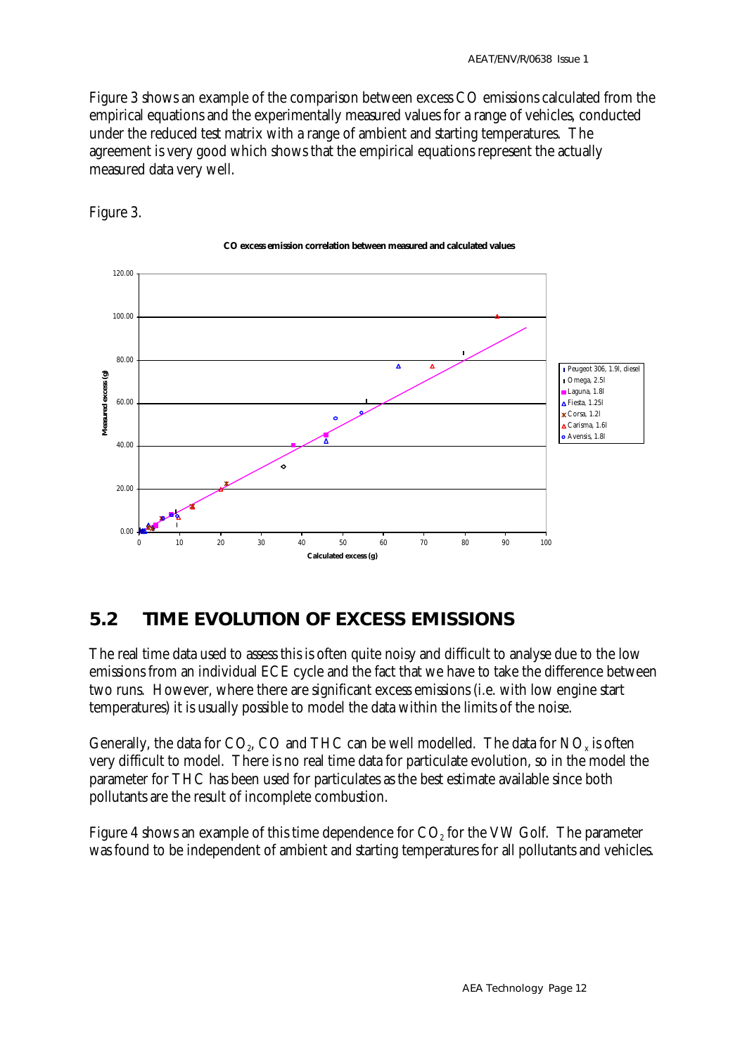Figure 3 shows an example of the comparison between excess CO emissions calculated from the empirical equations and the experimentally measured values for a range of vehicles, conducted under the reduced test matrix with a range of ambient and starting temperatures. The agreement is very good which shows that the empirical equations represent the actually measured data very well.

Figure 3.

## 5.2 TIME EVOLUTION OF EXCESS EMISSIONS

The real time data used to assess this is often quite noisy and difficult to analyse due to the low emissions from an individual ECE cycle and the fact that we have to take the difference between two runs. However, where there are significant excess emissions (i.e. with low engine start temperatures) it is usually possible to model the data within the limits of the noise.

Generally, the data for $CO_2$, CO and THC can be well modelled. The data for $NO_x$ is often very difficult to model. There is no real time data for particulate evolution, so in the model the parameter for THC has been used for particulates as the best estimate available since both pollutants are the result of incomplete combustion.

Figure 4 shows an example of this time dependence for $CO_2$ for the VW Golf. The parameter was found to be independent of ambient and starting temperatures for all pollutants and vehicles.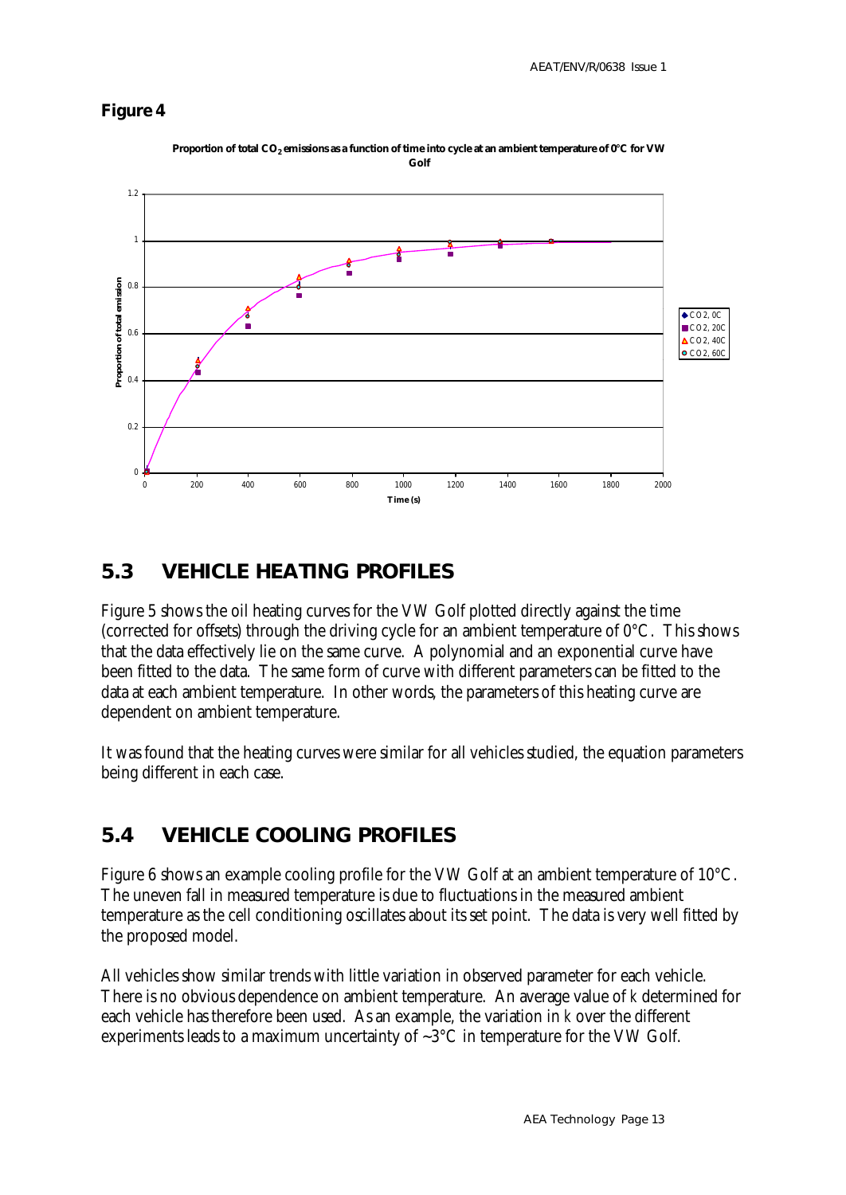**Figure 4**

Proportion of total $CO_2$ emissions as a function of time into cycle at an ambient temperature of 0°C for VW Golf

## 5.3 VEHICLE HEATING PROFILES

Figure 5 shows the oil heating curves for the VW Golf plotted directly against the time (corrected for offsets) through the driving cycle for an ambient temperature of 0°C. This shows that the data effectively lie on the same curve. A polynomial and an exponential curve have been fitted to the data. The same form of curve with different parameters can be fitted to the data at each ambient temperature. In other words, the parameters of this heating curve are dependent on ambient temperature.

It was found that the heating curves were similar for all vehicles studied, the equation parameters being different in each case.

## 5.4 VEHICLE COOLING PROFILES

Figure 6 shows an example cooling profile for the VW Golf at an ambient temperature of 10°C. The uneven fall in measured temperature is due to fluctuations in the measured ambient temperature as the cell conditioning oscillates about its set point. The data is very well fitted by the proposed model.

All vehicles show similar trends with little variation in observed parameter for each vehicle. There is no obvious dependence on ambient temperature. An average value of $k$ determined for each vehicle has therefore been used. As an example, the variation in $k$ over the different experiments leads to a maximum uncertainty of ~3°C in temperature for the VW Golf.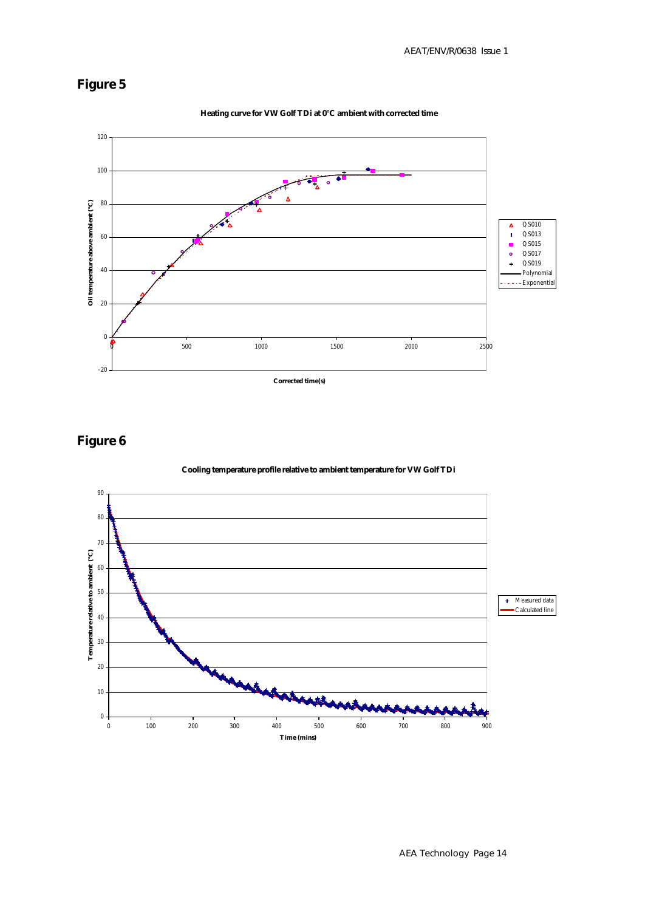# Figure 5

**Heating curve for VW Golf TDi at 0°C ambient with corrected time**

Oil temperature above ambient (°C)

Corrected time(s)

Legend: QS010, QS013, QS015, QS017, QS019, Polynomial, Exponential

# Figure 6

**Cooling temperature profile relative to ambient temperature for VW Golf TDi**

Temperature relative to ambient (°C)

Time (mins)

Legend: Measured data, Calculated line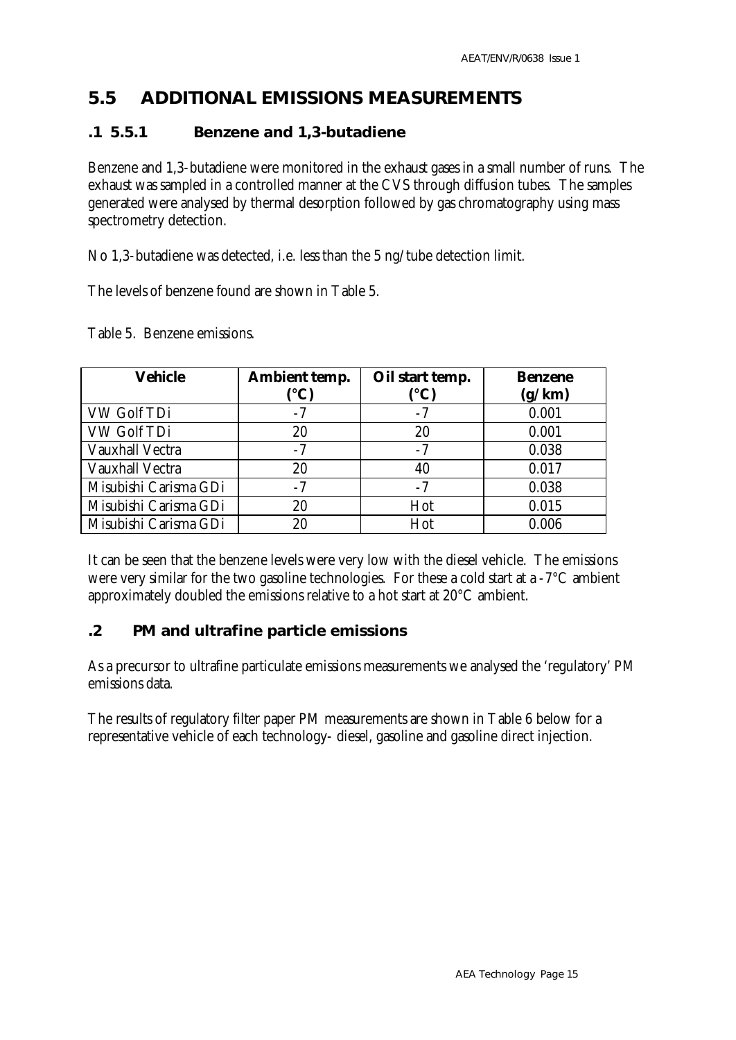## 5.5 ADDITIONAL EMISSIONS MEASUREMENTS

### .1 5.5.1 Benzene and 1,3-butadiene

Benzene and 1,3-butadiene were monitored in the exhaust gases in a small number of runs. The exhaust was sampled in a controlled manner at the CVS through diffusion tubes. The samples generated were analysed by thermal desorption followed by gas chromatography using mass spectrometry detection.

No 1,3-butadiene was detected, i.e. less than the 5 ng/tube detection limit.

The levels of benzene found are shown in Table 5.

Table 5. Benzene emissions.

| Vehicle | Ambient temp. (°C) | Oil start temp. (°C) | Benzene (g/km) |
|---|---|---|---|
| VW Golf TDi | -7 | -7 | 0.001 |
| VW Golf TDi | 20 | 20 | 0.001 |
| Vauxhall Vectra | -7 | -7 | 0.038 |
| Vauxhall Vectra | 20 | 40 | 0.017 |
| Misubishi Carisma GDi | -7 | -7 | 0.038 |
| Misubishi Carisma GDi | 20 | Hot | 0.015 |
| Misubishi Carisma GDi | 20 | Hot | 0.006 |

It can be seen that the benzene levels were very low with the diesel vehicle. The emissions were very similar for the two gasoline technologies. For these a cold start at a -7°C ambient approximately doubled the emissions relative to a hot start at 20°C ambient.

### .2 PM and ultrafine particle emissions

As a precursor to ultrafine particulate emissions measurements we analysed the 'regulatory' PM emissions data.

The results of regulatory filter paper PM measurements are shown in Table 6 below for a representative vehicle of each technology- diesel, gasoline and gasoline direct injection.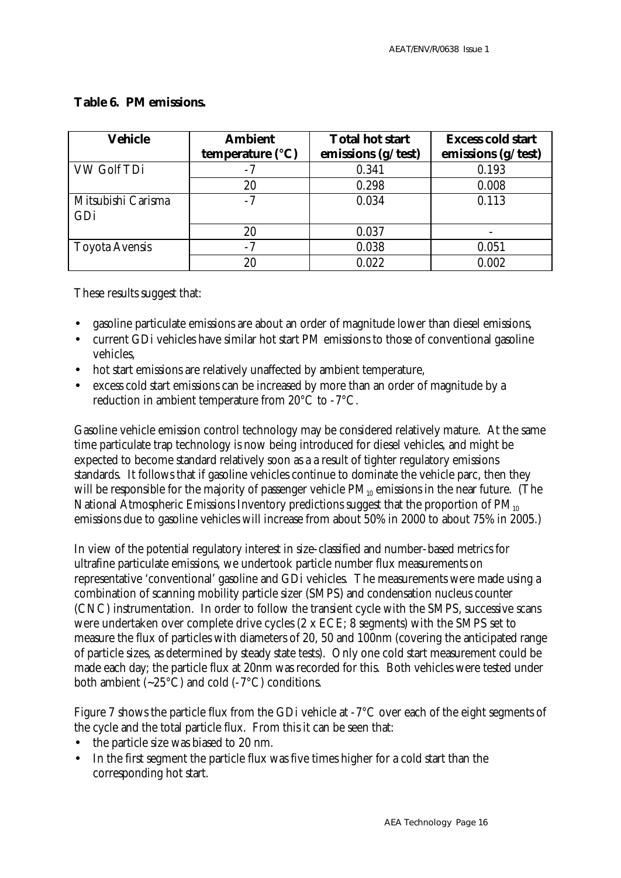**Table 6. PM emissions.**

| Vehicle | Ambient temperature (°C) | Total hot start emissions (g/test) | Excess cold start emissions (g/test) |
|---|---|---|---|
| VW Golf TDi | -7 | 0.341 | 0.193 |
| | 20 | 0.298 | 0.008 |
| Mitsubishi Carisma GDi | -7 | 0.034 | 0.113 |
| | 20 | 0.037 | - |
| Toyota Avensis | -7 | 0.038 | 0.051 |
| | 20 | 0.022 | 0.002 |

These results suggest that:

- gasoline particulate emissions are about an order of magnitude lower than diesel emissions,
- current GDi vehicles have similar hot start PM emissions to those of conventional gasoline vehicles,
- hot start emissions are relatively unaffected by ambient temperature,
- excess cold start emissions can be increased by more than an order of magnitude by a reduction in ambient temperature from 20°C to -7°C.

Gasoline vehicle emission control technology may be considered relatively mature. At the same time particulate trap technology is now being introduced for diesel vehicles, and might be expected to become standard relatively soon as a a result of tighter regulatory emissions standards. It follows that if gasoline vehicles continue to dominate the vehicle parc, then they will be responsible for the majority of passenger vehicle $PM_{10}$ emissions in the near future. (The National Atmospheric Emissions Inventory predictions suggest that the proportion of $PM_{10}$ emissions due to gasoline vehicles will increase from about 50% in 2000 to about 75% in 2005.)

In view of the potential regulatory interest in size-classified and number-based metrics for ultrafine particulate emissions, we undertook particle number flux measurements on representative 'conventional' gasoline and GDi vehicles. The measurements were made using a combination of scanning mobility particle sizer (SMPS) and condensation nucleus counter (CNC) instrumentation. In order to follow the transient cycle with the SMPS, successive scans were undertaken over complete drive cycles (2 x ECE; 8 segments) with the SMPS set to measure the flux of particles with diameters of 20, 50 and 100nm (covering the anticipated range of particle sizes, as determined by steady state tests). Only one cold start measurement could be made each day; the particle flux at 20nm was recorded for this. Both vehicles were tested under both ambient (~25°C) and cold (-7°C) conditions.

Figure 7 shows the particle flux from the GDi vehicle at -7°C over each of the eight segments of the cycle and the total particle flux. From this it can be seen that:

- the particle size was biased to 20 nm.
- In the first segment the particle flux was five times higher for a cold start than the corresponding hot start.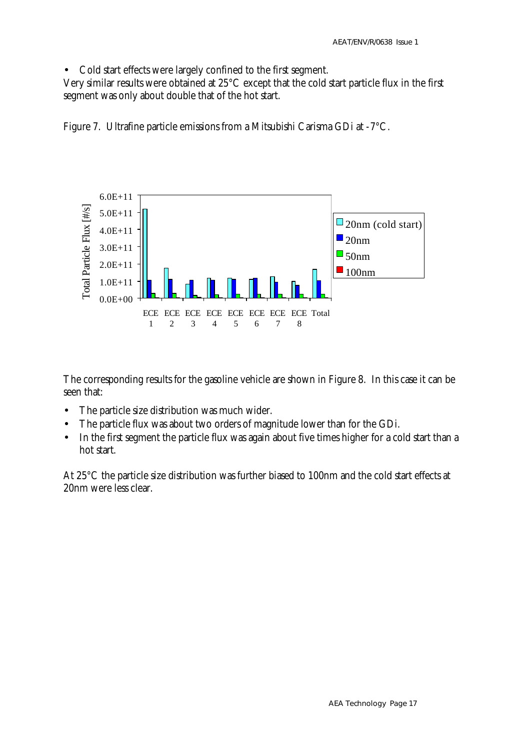- Cold start effects were largely confined to the first segment.

Very similar results were obtained at 25°C except that the cold start particle flux in the first segment was only about double that of the hot start.

Figure 7. Ultrafine particle emissions from a Mitsubishi Carisma GDi at -7°C.

The corresponding results for the gasoline vehicle are shown in Figure 8. In this case it can be seen that:

- The particle size distribution was much wider.
- The particle flux was about two orders of magnitude lower than for the GDi.
- In the first segment the particle flux was again about five times higher for a cold start than a hot start.

At 25°C the particle size distribution was further biased to 100nm and the cold start effects at 20nm were less clear.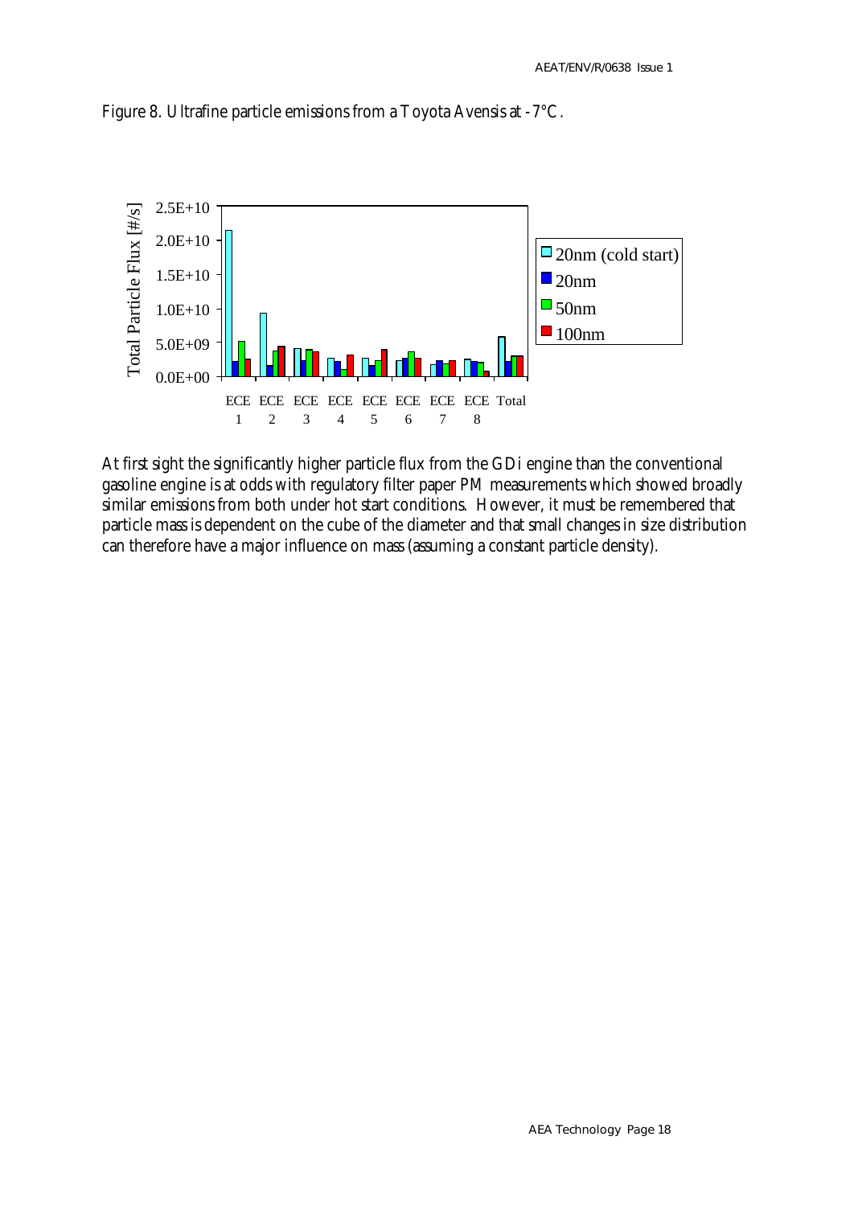Figure 8. Ultrafine particle emissions from a Toyota Avensis at -7°C.

At first sight the significantly higher particle flux from the GDi engine than the conventional gasoline engine is at odds with regulatory filter paper PM measurements which showed broadly similar emissions from both under hot start conditions. However, it must be remembered that particle mass is dependent on the cube of the diameter and that small changes in size distribution can therefore have a major influence on mass (assuming a constant particle density).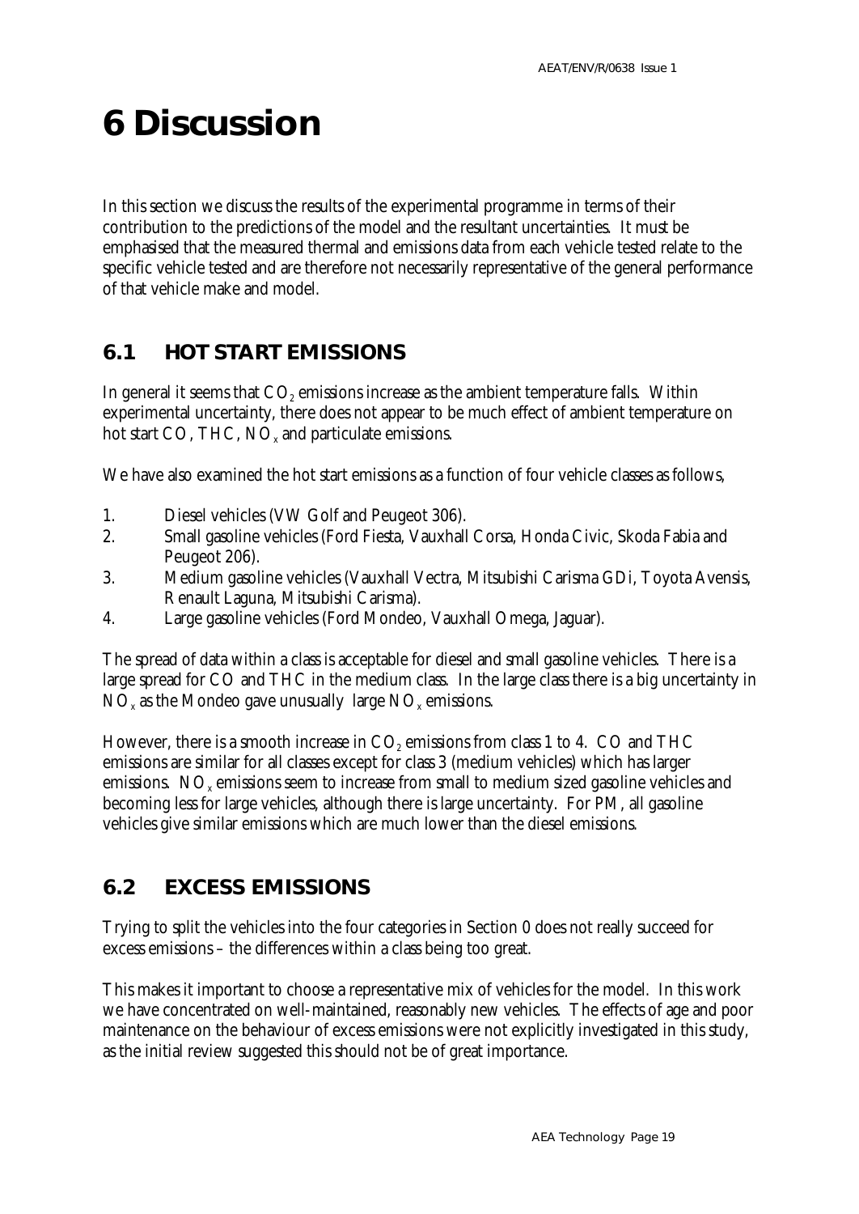# 6 Discussion

In this section we discuss the results of the experimental programme in terms of their contribution to the predictions of the model and the resultant uncertainties. It must be emphasised that the measured thermal and emissions data from each vehicle tested relate to the specific vehicle tested and are therefore not necessarily representative of the general performance of that vehicle make and model.

## 6.1 HOT START EMISSIONS

In general it seems that $CO_2$ emissions increase as the ambient temperature falls. Within experimental uncertainty, there does not appear to be much effect of ambient temperature on hot start CO, THC, $NO_x$ and particulate emissions.

We have also examined the hot start emissions as a function of four vehicle classes as follows,

1. Diesel vehicles (VW Golf and Peugeot 306).
2. Small gasoline vehicles (Ford Fiesta, Vauxhall Corsa, Honda Civic, Skoda Fabia and Peugeot 206).
3. Medium gasoline vehicles (Vauxhall Vectra, Mitsubishi Carisma GDi, Toyota Avensis, Renault Laguna, Mitsubishi Carisma).
4. Large gasoline vehicles (Ford Mondeo, Vauxhall Omega, Jaguar).

The spread of data within a class is acceptable for diesel and small gasoline vehicles. There is a large spread for CO and THC in the medium class. In the large class there is a big uncertainty in $NO_x$ as the Mondeo gave unusually large $NO_x$ emissions.

However, there is a smooth increase in $CO_2$ emissions from class 1 to 4. CO and THC emissions are similar for all classes except for class 3 (medium vehicles) which has larger emissions. $NO_x$ emissions seem to increase from small to medium sized gasoline vehicles and becoming less for large vehicles, although there is large uncertainty. For PM, all gasoline vehicles give similar emissions which are much lower than the diesel emissions.

## 6.2 EXCESS EMISSIONS

Trying to split the vehicles into the four categories in Section 0 does not really succeed for excess emissions – the differences within a class being too great.

This makes it important to choose a representative mix of vehicles for the model. In this work we have concentrated on well-maintained, reasonably new vehicles. The effects of age and poor maintenance on the behaviour of excess emissions were not explicitly investigated in this study, as the initial review suggested this should not be of great importance.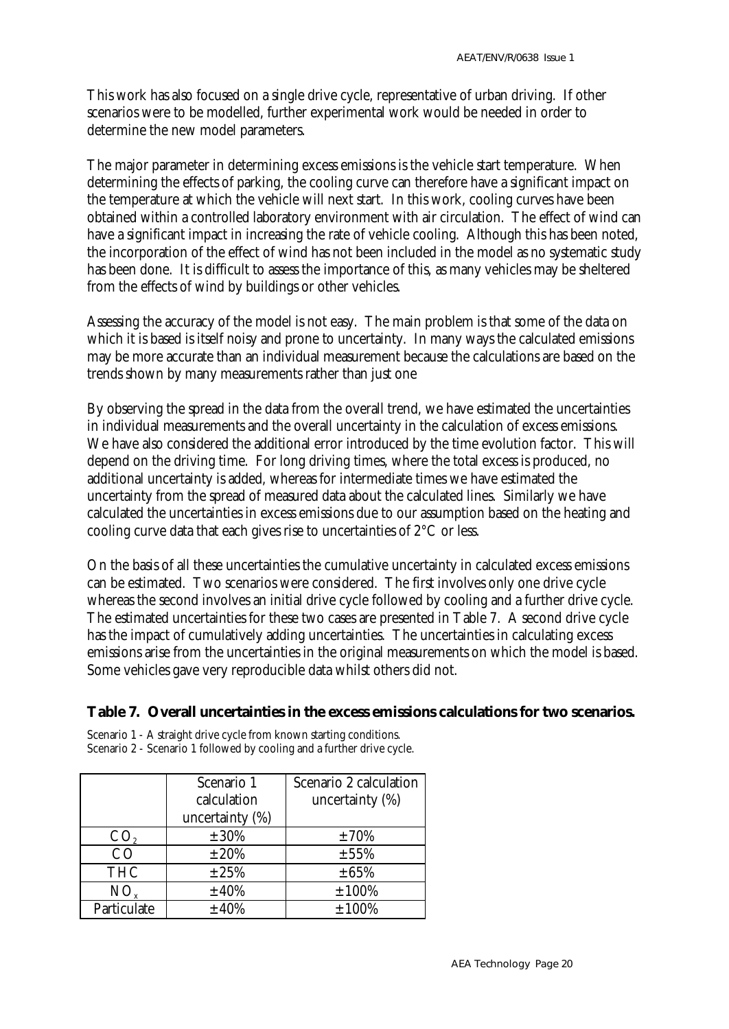This work has also focused on a single drive cycle, representative of urban driving. If other scenarios were to be modelled, further experimental work would be needed in order to determine the new model parameters.

The major parameter in determining excess emissions is the vehicle start temperature. When determining the effects of parking, the cooling curve can therefore have a significant impact on the temperature at which the vehicle will next start. In this work, cooling curves have been obtained within a controlled laboratory environment with air circulation. The effect of wind can have a significant impact in increasing the rate of vehicle cooling. Although this has been noted, the incorporation of the effect of wind has not been included in the model as no systematic study has been done. It is difficult to assess the importance of this, as many vehicles may be sheltered from the effects of wind by buildings or other vehicles.

Assessing the accuracy of the model is not easy. The main problem is that some of the data on which it is based is itself noisy and prone to uncertainty. In many ways the calculated emissions may be more accurate than an individual measurement because the calculations are based on the trends shown by many measurements rather than just one

By observing the spread in the data from the overall trend, we have estimated the uncertainties in individual measurements and the overall uncertainty in the calculation of excess emissions. We have also considered the additional error introduced by the time evolution factor. This will depend on the driving time. For long driving times, where the total excess is produced, no additional uncertainty is added, whereas for intermediate times we have estimated the uncertainty from the spread of measured data about the calculated lines. Similarly we have calculated the uncertainties in excess emissions due to our assumption based on the heating and cooling curve data that each gives rise to uncertainties of 2°C or less.

On the basis of all these uncertainties the cumulative uncertainty in calculated excess emissions can be estimated. Two scenarios were considered. The first involves only one drive cycle whereas the second involves an initial drive cycle followed by cooling and a further drive cycle. The estimated uncertainties for these two cases are presented in Table 7. A second drive cycle has the impact of cumulatively adding uncertainties. The uncertainties in calculating excess emissions arise from the uncertainties in the original measurements on which the model is based. Some vehicles gave very reproducible data whilst others did not.

**Table 7. Overall uncertainties in the excess emissions calculations for two scenarios.**

Scenario 1 - A straight drive cycle from known starting conditions.
Scenario 2 - Scenario 1 followed by cooling and a further drive cycle.

| | Scenario 1 calculation uncertainty (%) | Scenario 2 calculation uncertainty (%) |
|---|---|---|
| $CO_2$ | ±30% | ±70% |
| CO | ±20% | ±55% |
| THC | ±25% | ±65% |
| $NO_x$ | ±40% | ±100% |
| Particulate | ±40% | ±100% |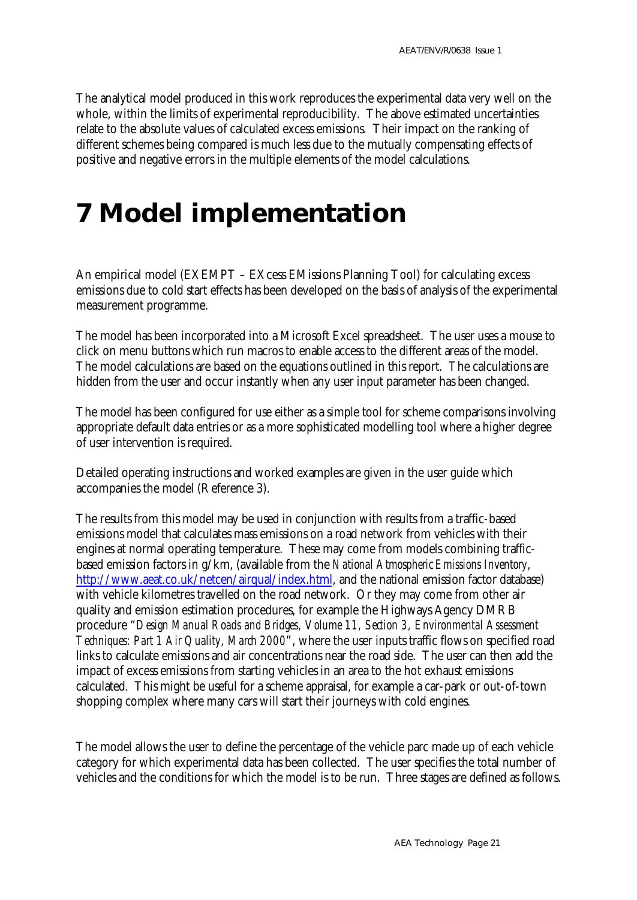The analytical model produced in this work reproduces the experimental data very well on the whole, within the limits of experimental reproducibility. The above estimated uncertainties relate to the absolute values of calculated excess emissions. Their impact on the ranking of different schemes being compared is much less due to the mutually compensating effects of positive and negative errors in the multiple elements of the model calculations.

# 7 Model implementation

An empirical model (EXEMPT – EXcess EMissions Planning Tool) for calculating excess emissions due to cold start effects has been developed on the basis of analysis of the experimental measurement programme.

The model has been incorporated into a Microsoft Excel spreadsheet. The user uses a mouse to click on menu buttons which run macros to enable access to the different areas of the model. The model calculations are based on the equations outlined in this report. The calculations are hidden from the user and occur instantly when any user input parameter has been changed.

The model has been configured for use either as a simple tool for scheme comparisons involving appropriate default data entries or as a more sophisticated modelling tool where a higher degree of user intervention is required.

Detailed operating instructions and worked examples are given in the user guide which accompanies the model (Reference 3).

The results from this model may be used in conjunction with results from a traffic-based emissions model that calculates mass emissions on a road network from vehicles with their engines at normal operating temperature. These may come from models combining traffic-based emission factors in g/km, (available from the *National Atmospheric Emissions Inventory*, http://www.aeat.co.uk/netcen/airqual/index.html, and the national emission factor database) with vehicle kilometres travelled on the road network. Or they may come from other air quality and emission estimation procedures, for example the Highways Agency DMRB procedure "*Design Manual Roads and Bridges, Volume 11, Section 3, Environmental Assessment Techniques: Part 1 Air Quality, March 2000*", where the user inputs traffic flows on specified road links to calculate emissions and air concentrations near the road side. The user can then add the impact of excess emissions from starting vehicles in an area to the hot exhaust emissions calculated. This might be useful for a scheme appraisal, for example a car-park or out-of-town shopping complex where many cars will start their journeys with cold engines.

The model allows the user to define the percentage of the vehicle parc made up of each vehicle category for which experimental data has been collected. The user specifies the total number of vehicles and the conditions for which the model is to be run. Three stages are defined as follows.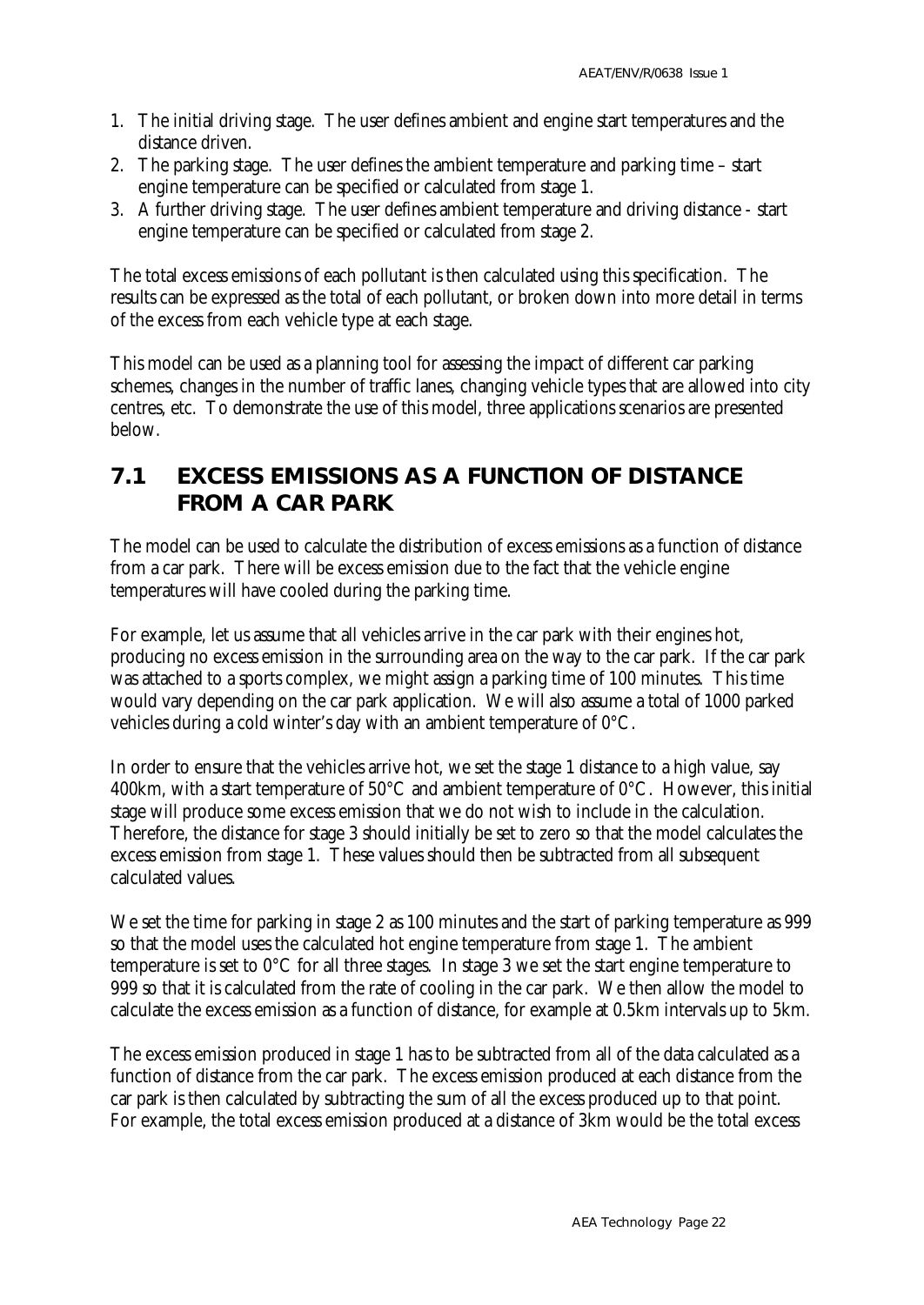1. The initial driving stage. The user defines ambient and engine start temperatures and the distance driven.
2. The parking stage. The user defines the ambient temperature and parking time – start engine temperature can be specified or calculated from stage 1.
3. A further driving stage. The user defines ambient temperature and driving distance - start engine temperature can be specified or calculated from stage 2.

The total excess emissions of each pollutant is then calculated using this specification. The results can be expressed as the total of each pollutant, or broken down into more detail in terms of the excess from each vehicle type at each stage.

This model can be used as a planning tool for assessing the impact of different car parking schemes, changes in the number of traffic lanes, changing vehicle types that are allowed into city centres, etc. To demonstrate the use of this model, three applications scenarios are presented below.

## 7.1 EXCESS EMISSIONS AS A FUNCTION OF DISTANCE FROM A CAR PARK

The model can be used to calculate the distribution of excess emissions as a function of distance from a car park. There will be excess emission due to the fact that the vehicle engine temperatures will have cooled during the parking time.

For example, let us assume that all vehicles arrive in the car park with their engines hot, producing no excess emission in the surrounding area on the way to the car park. If the car park was attached to a sports complex, we might assign a parking time of 100 minutes. This time would vary depending on the car park application. We will also assume a total of 1000 parked vehicles during a cold winter's day with an ambient temperature of 0°C.

In order to ensure that the vehicles arrive hot, we set the stage 1 distance to a high value, say 400km, with a start temperature of 50°C and ambient temperature of 0°C. However, this initial stage will produce some excess emission that we do not wish to include in the calculation. Therefore, the distance for stage 3 should initially be set to zero so that the model calculates the excess emission from stage 1. These values should then be subtracted from all subsequent calculated values.

We set the time for parking in stage 2 as 100 minutes and the start of parking temperature as 999 so that the model uses the calculated hot engine temperature from stage 1. The ambient temperature is set to 0°C for all three stages. In stage 3 we set the start engine temperature to 999 so that it is calculated from the rate of cooling in the car park. We then allow the model to calculate the excess emission as a function of distance, for example at 0.5km intervals up to 5km.

The excess emission produced in stage 1 has to be subtracted from all of the data calculated as a function of distance from the car park. The excess emission produced at each distance from the car park is then calculated by subtracting the sum of all the excess produced up to that point. For example, the total excess emission produced at a distance of 3km would be the total excess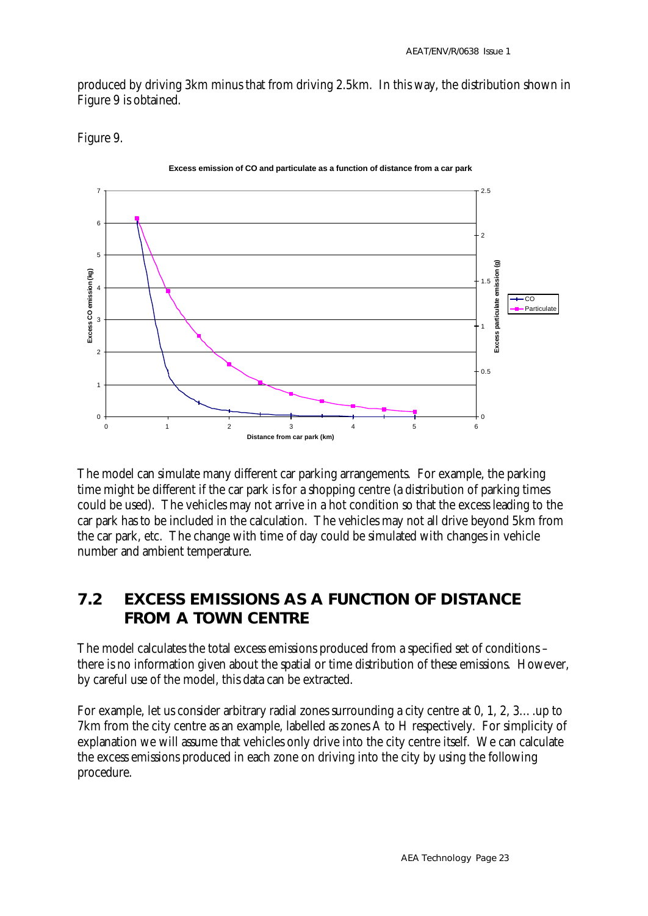produced by driving 3km minus that from driving 2.5km. In this way, the distribution shown in Figure 9 is obtained.

Figure 9.

The model can simulate many different car parking arrangements. For example, the parking time might be different if the car park is for a shopping centre (a distribution of parking times could be used). The vehicles may not arrive in a hot condition so that the excess leading to the car park has to be included in the calculation. The vehicles may not all drive beyond 5km from the car park, etc. The change with time of day could be simulated with changes in vehicle number and ambient temperature.

## 7.2 EXCESS EMISSIONS AS A FUNCTION OF DISTANCE FROM A TOWN CENTRE

The model calculates the total excess emissions produced from a specified set of conditions – there is no information given about the spatial or time distribution of these emissions. However, by careful use of the model, this data can be extracted.

For example, let us consider arbitrary radial zones surrounding a city centre at 0, 1, 2, 3….up to 7km from the city centre as an example, labelled as zones A to H respectively. For simplicity of explanation we will assume that vehicles only drive into the city centre itself. We can calculate the excess emissions produced in each zone on driving into the city by using the following procedure.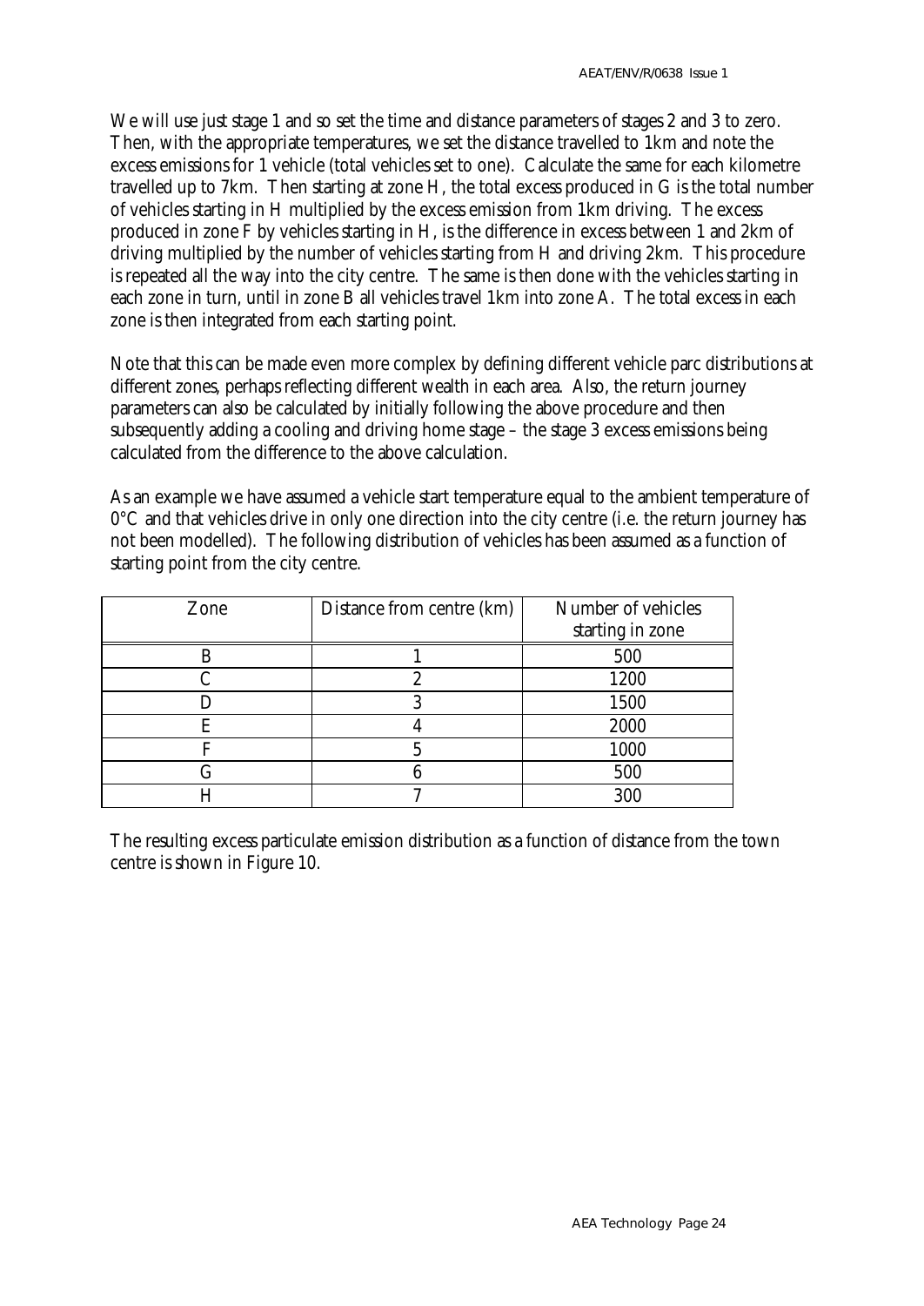We will use just stage 1 and so set the time and distance parameters of stages 2 and 3 to zero. Then, with the appropriate temperatures, we set the distance travelled to 1km and note the excess emissions for 1 vehicle (total vehicles set to one). Calculate the same for each kilometre travelled up to 7km. Then starting at zone H, the total excess produced in G is the total number of vehicles starting in H multiplied by the excess emission from 1km driving. The excess produced in zone F by vehicles starting in H, is the difference in excess between 1 and 2km of driving multiplied by the number of vehicles starting from H and driving 2km. This procedure is repeated all the way into the city centre. The same is then done with the vehicles starting in each zone in turn, until in zone B all vehicles travel 1km into zone A. The total excess in each zone is then integrated from each starting point.

Note that this can be made even more complex by defining different vehicle parc distributions at different zones, perhaps reflecting different wealth in each area. Also, the return journey parameters can also be calculated by initially following the above procedure and then subsequently adding a cooling and driving home stage – the stage 3 excess emissions being calculated from the difference to the above calculation.

As an example we have assumed a vehicle start temperature equal to the ambient temperature of 0°C and that vehicles drive in only one direction into the city centre (i.e. the return journey has not been modelled). The following distribution of vehicles has been assumed as a function of starting point from the city centre.

| Zone | Distance from centre (km) | Number of vehicles starting in zone |
|---|---|---|
| B | 1 | 500 |
| C | 2 | 1200 |
| D | 3 | 1500 |
| E | 4 | 2000 |
| F | 5 | 1000 |
| G | 6 | 500 |
| H | 7 | 300 |

The resulting excess particulate emission distribution as a function of distance from the town centre is shown in Figure 10.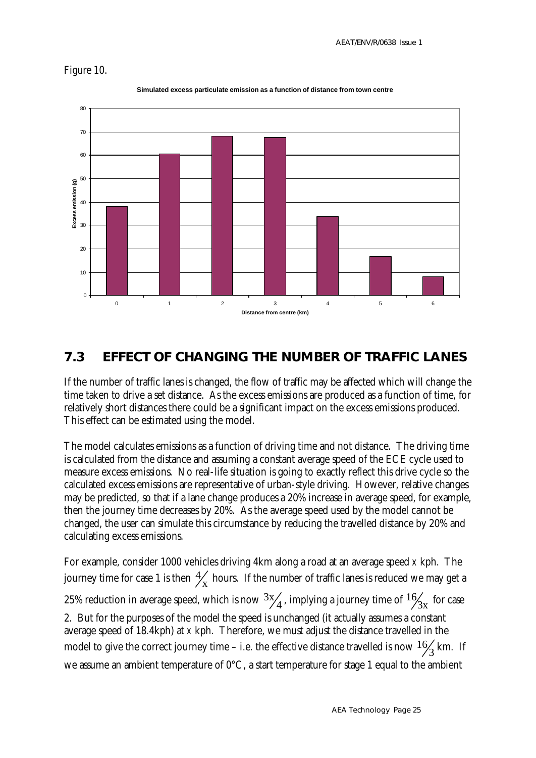Figure 10.

**Simulated excess particulate emission as a function of distance from town centre**

| Distance from centre (km) | Excess emission (g) |
|---|---|
| 0 | 38 |
| 1 | 60.5 |
| 2 | 68 |
| 3 | 67.5 |
| 4 | 33.5 |
| 5 | 16.5 |
| 6 | 8 |

## 7.3 EFFECT OF CHANGING THE NUMBER OF TRAFFIC LANES

If the number of traffic lanes is changed, the flow of traffic may be affected which will change the time taken to drive a set distance. As the excess emissions are produced as a function of time, for relatively short distances there could be a significant impact on the excess emissions produced. This effect can be estimated using the model.

The model calculates emissions as a function of driving time and not distance. The driving time is calculated from the distance and assuming a constant average speed of the ECE cycle used to measure excess emissions. No real-life situation is going to exactly reflect this drive cycle so the calculated excess emissions are representative of urban-style driving. However, relative changes may be predicted, so that if a lane change produces a 20% increase in average speed, for example, then the journey time decreases by 20%. As the average speed used by the model cannot be changed, the user can simulate this circumstance by reducing the travelled distance by 20% and calculating excess emissions.

For example, consider 1000 vehicles driving 4km along a road at an average speed *x* kph. The journey time for case 1 is then $4/x$ hours. If the number of traffic lanes is reduced we may get a 25% reduction in average speed, which is now $3x/4$, implying a journey time of $16/3x$ for case 2. But for the purposes of the model the speed is unchanged (it actually assumes a constant average speed of 18.4kph) at *x* kph. Therefore, we must adjust the distance travelled in the model to give the correct journey time – i.e. the effective distance travelled is now $16/3$ km. If we assume an ambient temperature of 0°C, a start temperature for stage 1 equal to the ambient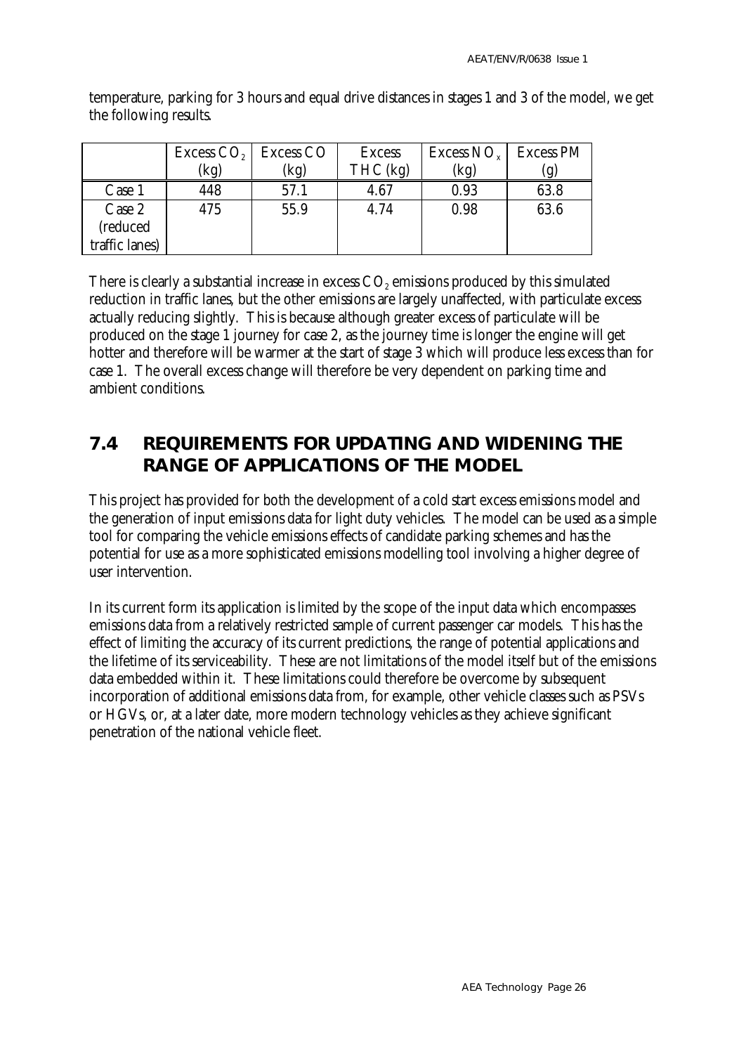temperature, parking for 3 hours and equal drive distances in stages 1 and 3 of the model, we get the following results.

| | Excess $CO_2$ (kg) | Excess CO (kg) | Excess THC (kg) | Excess $NO_x$ (kg) | Excess PM (g) |
|---|---|---|---|---|---|
| Case 1 | 448 | 57.1 | 4.67 | 0.93 | 63.8 |
| Case 2 (reduced traffic lanes) | 475 | 55.9 | 4.74 | 0.98 | 63.6 |

There is clearly a substantial increase in excess $CO_2$ emissions produced by this simulated reduction in traffic lanes, but the other emissions are largely unaffected, with particulate excess actually reducing slightly. This is because although greater excess of particulate will be produced on the stage 1 journey for case 2, as the journey time is longer the engine will get hotter and therefore will be warmer at the start of stage 3 which will produce less excess than for case 1. The overall excess change will therefore be very dependent on parking time and ambient conditions.

## 7.4 REQUIREMENTS FOR UPDATING AND WIDENING THE RANGE OF APPLICATIONS OF THE MODEL

This project has provided for both the development of a cold start excess emissions model and the generation of input emissions data for light duty vehicles. The model can be used as a simple tool for comparing the vehicle emissions effects of candidate parking schemes and has the potential for use as a more sophisticated emissions modelling tool involving a higher degree of user intervention.

In its current form its application is limited by the scope of the input data which encompasses emissions data from a relatively restricted sample of current passenger car models. This has the effect of limiting the accuracy of its current predictions, the range of potential applications and the lifetime of its serviceability. These are not limitations of the model itself but of the emissions data embedded within it. These limitations could therefore be overcome by subsequent incorporation of additional emissions data from, for example, other vehicle classes such as PSVs or HGVs, or, at a later date, more modern technology vehicles as they achieve significant penetration of the national vehicle fleet.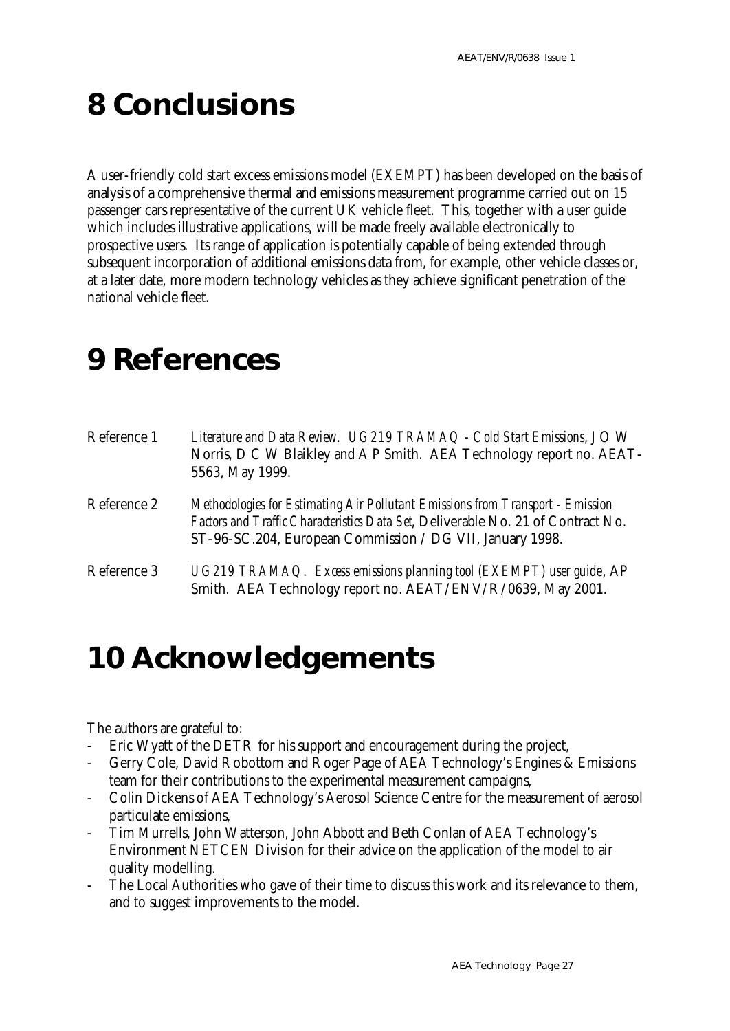# 8 Conclusions

A user-friendly cold start excess emissions model (EXEMPT) has been developed on the basis of analysis of a comprehensive thermal and emissions measurement programme carried out on 15 passenger cars representative of the current UK vehicle fleet. This, together with a user guide which includes illustrative applications, will be made freely available electronically to prospective users. Its range of application is potentially capable of being extended through subsequent incorporation of additional emissions data from, for example, other vehicle classes or, at a later date, more modern technology vehicles as they achieve significant penetration of the national vehicle fleet.

# 9 References

Reference 1 *Literature and Data Review. UG219 TRAMAQ - Cold Start Emissions*, J O W Norris, D C W Blaikley and A P Smith. AEA Technology report no. AEAT-5563, May 1999.

Reference 2 *Methodologies for Estimating Air Pollutant Emissions from Transport - Emission Factors and Traffic Characteristics Data Set*, Deliverable No. 21 of Contract No. ST-96-SC.204, European Commission / DG VII, January 1998.

Reference 3 *UG219 TRAMAQ. Excess emissions planning tool (EXEMPT) user guide*, AP Smith. AEA Technology report no. AEAT/ENV/R/0639, May 2001.

# 10 Acknowledgements

The authors are grateful to:

- Eric Wyatt of the DETR for his support and encouragement during the project,
- Gerry Cole, David Robottom and Roger Page of AEA Technology's Engines & Emissions team for their contributions to the experimental measurement campaigns,
- Colin Dickens of AEA Technology's Aerosol Science Centre for the measurement of aerosol particulate emissions,
- Tim Murrells, John Watterson, John Abbott and Beth Conlan of AEA Technology's Environment NETCEN Division for their advice on the application of the model to air quality modelling.
- The Local Authorities who gave of their time to discuss this work and its relevance to them, and to suggest improvements to the model.